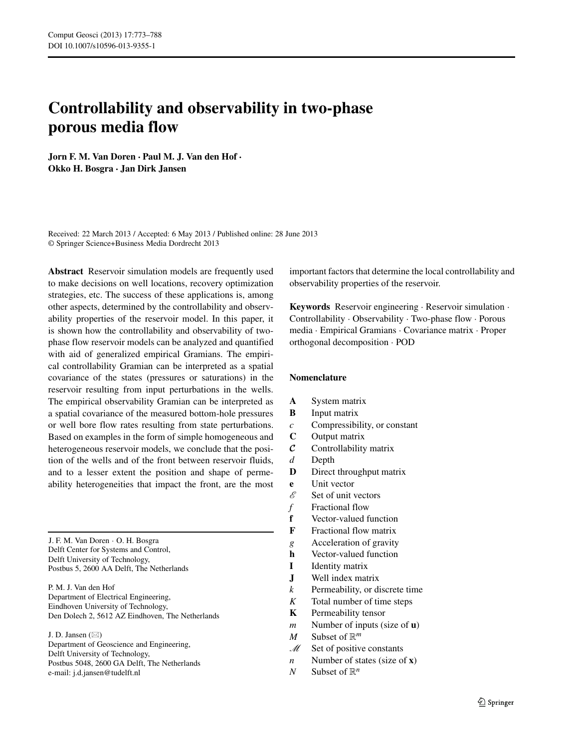# Controllability and observability in two-phase porous media flow

**Jorn F. M. Van Doren · Paul M. J. Van den Hof · Okko H. Bosgra · Jan Dirk Jansen**

Received: 22 March 2013 / Accepted: 6 May 2013 / Published online: 28 June 2013
© Springer Science+Business Media Dordrecht 2013

**Abstract** Reservoir simulation models are frequently used to make decisions on well locations, recovery optimization strategies, etc. The success of these applications is, among other aspects, determined by the controllability and observability properties of the reservoir model. In this paper, it is shown how the controllability and observability of two-phase flow reservoir models can be analyzed and quantified with aid of generalized empirical Gramians. The empirical controllability Gramian can be interpreted as a spatial covariance of the states (pressures or saturations) in the reservoir resulting from input perturbations in the wells. The empirical observability Gramian can be interpreted as a spatial covariance of the measured bottom-hole pressures or well bore flow rates resulting from state perturbations. Based on examples in the form of simple homogeneous and heterogeneous reservoir models, we conclude that the position of the wells and of the front between reservoir fluids, and to a lesser extent the position and shape of permeability heterogeneities that impact the front, are the most important factors that determine the local controllability and observability properties of the reservoir.

J. F. M. Van Doren · O. H. Bosgra
Delft Center for Systems and Control,
Delft University of Technology,
Postbus 5, 2600 AA Delft, The Netherlands

P. M. J. Van den Hof
Department of Electrical Engineering,
Eindhoven University of Technology,
Den Dolech 2, 5612 AZ Eindhoven, The Netherlands

J. D. Jansen (✉)
Department of Geoscience and Engineering,
Delft University of Technology,
Postbus 5048, 2600 GA Delft, The Netherlands
e-mail: j.d.jansen@tudelft.nl

**Keywords** Reservoir engineering · Reservoir simulation · Controllability · Observability · Two-phase flow · Porous media · Empirical Gramians · Covariance matrix · Proper orthogonal decomposition · POD

## Nomenclature

| | |
|---|---|
| $\mathbf{A}$ | System matrix |
| $\mathbf{B}$ | Input matrix |
| $c$ | Compressibility, or constant |
| $\mathbf{C}$ | Output matrix |
| $\boldsymbol{\mathcal{C}}$ | Controllability matrix |
| $d$ | Depth |
| $\mathbf{D}$ | Direct throughput matrix |
| $\mathbf{e}$ | Unit vector |
| $\mathscr{E}$ | Set of unit vectors |
| $f$ | Fractional flow |
| $\mathbf{f}$ | Vector-valued function |
| $\mathbf{F}$ | Fractional flow matrix |
| $g$ | Acceleration of gravity |
| $\mathbf{h}$ | Vector-valued function |
| $\mathbf{I}$ | Identity matrix |
| $\mathbf{J}$ | Well index matrix |
| $k$ | Permeability, or discrete time |
| $K$ | Total number of time steps |
| $\mathbf{K}$ | Permeability tensor |
| $m$ | Number of inputs (size of $\mathbf{u}$) |
| $M$ | Subset of $\mathbb{R}^m$ |
| $\mathscr{M}$ | Set of positive constants |
| $n$ | Number of states (size of $\mathbf{x}$) |
| $N$ | Subset of $\mathbb{R}^n$ |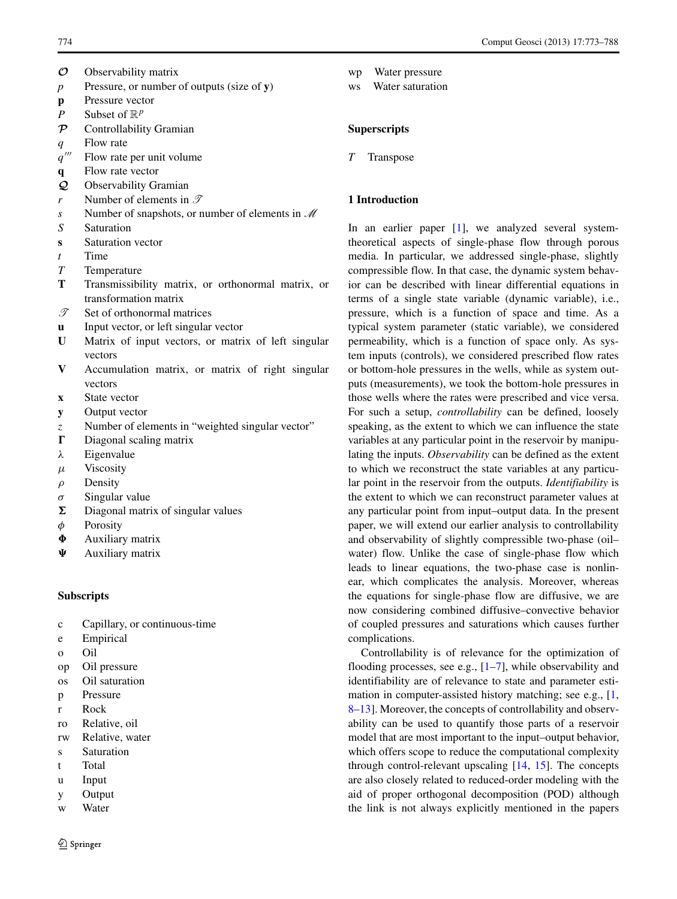| | |
|---|---|
| $\mathcal{O}$ | Observability matrix |
| $p$ | Pressure, or number of outputs (size of $\mathbf{y}$) |
| $\mathbf{p}$ | Pressure vector |
| $P$ | Subset of $\mathbb{R}^p$ |
| $\mathcal{P}$ | Controllability Gramian |
| $q$ | Flow rate |
| $q'''$ | Flow rate per unit volume |
| $\mathbf{q}$ | Flow rate vector |
| $\mathcal{Q}$ | Observability Gramian |
| $r$ | Number of elements in $\mathscr{T}$ |
| $s$ | Number of snapshots, or number of elements in $\mathscr{M}$ |
| $S$ | Saturation |
| $\mathbf{s}$ | Saturation vector |
| $t$ | Time |
| $T$ | Temperature |
| $\mathbf{T}$ | Transmissibility matrix, or orthonormal matrix, or transformation matrix |
| $\mathscr{T}$ | Set of orthonormal matrices |
| $\mathbf{u}$ | Input vector, or left singular vector |
| $\mathbf{U}$ | Matrix of input vectors, or matrix of left singular vectors |
| $\mathbf{V}$ | Accumulation matrix, or matrix of right singular vectors |
| $\mathbf{x}$ | State vector |
| $\mathbf{y}$ | Output vector |
| $z$ | Number of elements in "weighted singular vector" |
| $\mathbf{\Gamma}$ | Diagonal scaling matrix |
| $\lambda$ | Eigenvalue |
| $\mu$ | Viscosity |
| $\rho$ | Density |
| $\sigma$ | Singular value |
| $\mathbf{\Sigma}$ | Diagonal matrix of singular values |
| $\phi$ | Porosity |
| $\mathbf{\Phi}$ | Auxiliary matrix |
| $\mathbf{\Psi}$ | Auxiliary matrix |

**Subscripts**

| | |
|---|---|
| c | Capillary, or continuous-time |
| e | Empirical |
| o | Oil |
| op | Oil pressure |
| os | Oil saturation |
| p | Pressure |
| r | Rock |
| ro | Relative, oil |
| rw | Relative, water |
| s | Saturation |
| t | Total |
| u | Input |
| y | Output |
| w | Water |
| wp | Water pressure |
| ws | Water saturation |

**Superscripts**

| | |
|---|---|
| $T$ | Transpose |

## 1 Introduction

In an earlier paper [1], we analyzed several system-theoretical aspects of single-phase flow through porous media. In particular, we addressed single-phase, slightly compressible flow. In that case, the dynamic system behavior can be described with linear differential equations in terms of a single state variable (dynamic variable), i.e., pressure, which is a function of space and time. As a typical system parameter (static variable), we considered permeability, which is a function of space only. As system inputs (controls), we considered prescribed flow rates or bottom-hole pressures in the wells, while as system outputs (measurements), we took the bottom-hole pressures in those wells where the rates were prescribed and vice versa. For such a setup, *controllability* can be defined, loosely speaking, as the extent to which we can influence the state variables at any particular point in the reservoir by manipulating the inputs. *Observability* can be defined as the extent to which we reconstruct the state variables at any particular point in the reservoir from the outputs. *Identifiability* is the extent to which we can reconstruct parameter values at any particular point from input–output data. In the present paper, we will extend our earlier analysis to controllability and observability of slightly compressible two-phase (oil–water) flow. Unlike the case of single-phase flow which leads to linear equations, the two-phase case is nonlinear, which complicates the analysis. Moreover, whereas the equations for single-phase flow are diffusive, we are now considering combined diffusive–convective behavior of coupled pressures and saturations which causes further complications.

Controllability is of relevance for the optimization of flooding processes, see e.g., [1–7], while observability and identifiability are of relevance to state and parameter estimation in computer-assisted history matching; see e.g., [1, 8–13]. Moreover, the concepts of controllability and observability can be used to quantify those parts of a reservoir model that are most important to the input–output behavior, which offers scope to reduce the computational complexity through control-relevant upscaling [14, 15]. The concepts are also closely related to reduced-order modeling with the aid of proper orthogonal decomposition (POD) although the link is not always explicitly mentioned in the papers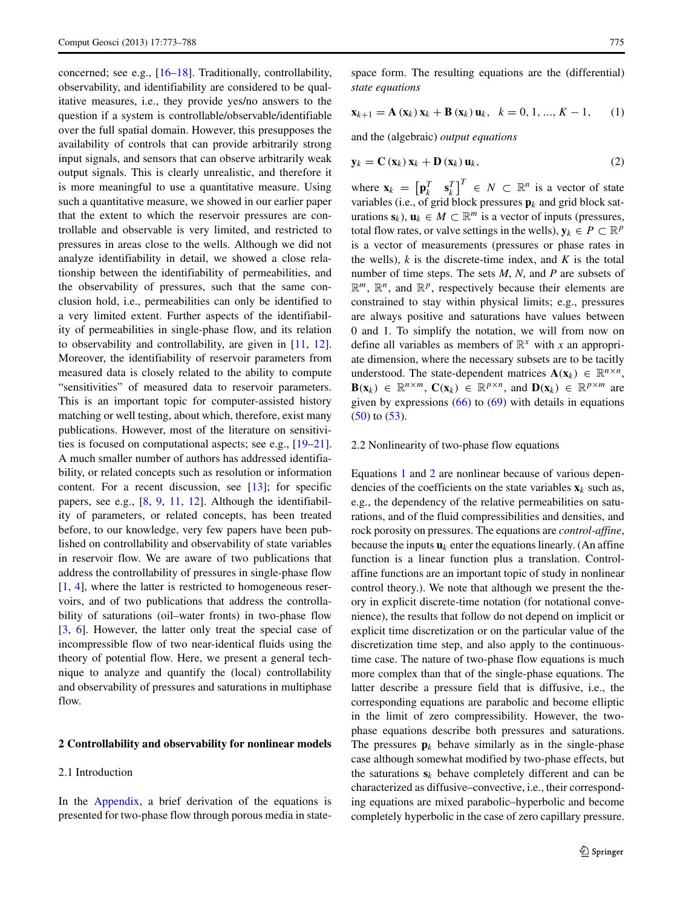concerned; see e.g., [16–18]. Traditionally, controllability, observability, and identifiability are considered to be qualitative measures, i.e., they provide yes/no answers to the question if a system is controllable/observable/identifiable over the full spatial domain. However, this presupposes the availability of controls that can provide arbitrarily strong input signals, and sensors that can observe arbitrarily weak output signals. This is clearly unrealistic, and therefore it is more meaningful to use a quantitative measure. Using such a quantitative measure, we showed in our earlier paper that the extent to which the reservoir pressures are controllable and observable is very limited, and restricted to pressures in areas close to the wells. Although we did not analyze identifiability in detail, we showed a close relationship between the identifiability of permeabilities, and the observability of pressures, such that the same conclusion hold, i.e., permeabilities can only be identified to a very limited extent. Further aspects of the identifiability of permeabilities in single-phase flow, and its relation to observability and controllability, are given in [11, 12]. Moreover, the identifiability of reservoir parameters from measured data is closely related to the ability to compute "sensitivities" of measured data to reservoir parameters. This is an important topic for computer-assisted history matching or well testing, about which, therefore, exist many publications. However, most of the literature on sensitivities is focused on computational aspects; see e.g., [19–21]. A much smaller number of authors has addressed identifiability, or related concepts such as resolution or information content. For a recent discussion, see [13]; for specific papers, see e.g., [8, 9, 11, 12]. Although the identifiability of parameters, or related concepts, has been treated before, to our knowledge, very few papers have been published on controllability and observability of state variables in reservoir flow. We are aware of two publications that address the controllability of pressures in single-phase flow [1, 4], where the latter is restricted to homogeneous reservoirs, and of two publications that address the controllability of saturations (oil–water fronts) in two-phase flow [3, 6]. However, the latter only treat the special case of incompressible flow of two near-identical fluids using the theory of potential flow. Here, we present a general technique to analyze and quantify the (local) controllability and observability of pressures and saturations in multiphase flow.

## 2 Controllability and observability for nonlinear models

### 2.1 Introduction

In the Appendix, a brief derivation of the equations is presented for two-phase flow through porous media in state-space form. The resulting equations are the (differential) *state equations*

$$\mathbf{x}_{k+1} = \mathbf{A}(\mathbf{x}_k)\,\mathbf{x}_k + \mathbf{B}(\mathbf{x}_k)\,\mathbf{u}_k, \quad k = 0, 1, ..., K-1, \tag{1}$$

and the (algebraic) *output equations*

$$\mathbf{y}_k = \mathbf{C}(\mathbf{x}_k)\,\mathbf{x}_k + \mathbf{D}(\mathbf{x}_k)\,\mathbf{u}_k, \tag{2}$$

where $\mathbf{x}_k = \begin{bmatrix}\mathbf{p}_k^T & \mathbf{s}_k^T\end{bmatrix}^T \in N \subset \mathbb{R}^n$ is a vector of state variables (i.e., of grid block pressures $\mathbf{p}_k$ and grid block saturations $\mathbf{s}_k$), $\mathbf{u}_k \in M \subset \mathbb{R}^m$ is a vector of inputs (pressures, total flow rates, or valve settings in the wells), $\mathbf{y}_k \in P \subset \mathbb{R}^p$ is a vector of measurements (pressures or phase rates in the wells), $k$ is the discrete-time index, and $K$ is the total number of time steps. The sets $M$, $N$, and $P$ are subsets of $\mathbb{R}^m$, $\mathbb{R}^n$, and $\mathbb{R}^p$, respectively because their elements are constrained to stay within physical limits; e.g., pressures are always positive and saturations have values between 0 and 1. To simplify the notation, we will from now on define all variables as members of $\mathbb{R}^x$ with $x$ an appropriate dimension, where the necessary subsets are to be tacitly understood. The state-dependent matrices $\mathbf{A}(\mathbf{x}_k) \in \mathbb{R}^{n\times n}$, $\mathbf{B}(\mathbf{x}_k) \in \mathbb{R}^{n\times m}$, $\mathbf{C}(\mathbf{x}_k) \in \mathbb{R}^{p\times n}$, and $\mathbf{D}(\mathbf{x}_k) \in \mathbb{R}^{p\times m}$ are given by expressions (66) to (69) with details in equations (50) to (53).

### 2.2 Nonlinearity of two-phase flow equations

Equations 1 and 2 are nonlinear because of various dependencies of the coefficients on the state variables $\mathbf{x}_k$ such as, e.g., the dependency of the relative permeabilities on saturations, and of the fluid compressibilities and densities, and rock porosity on pressures. The equations are *control-affine*, because the inputs $\mathbf{u}_k$ enter the equations linearly. (An affine function is a linear function plus a translation. Control-affine functions are an important topic of study in nonlinear control theory.). We note that although we present the theory in explicit discrete-time notation (for notational convenience), the results that follow do not depend on implicit or explicit time discretization or on the particular value of the discretization time step, and also apply to the continuous-time case. The nature of two-phase flow equations is much more complex than that of the single-phase equations. The latter describe a pressure field that is diffusive, i.e., the corresponding equations are parabolic and become elliptic in the limit of zero compressibility. However, the two-phase equations describe both pressures and saturations. The pressures $\mathbf{p}_k$ behave similarly as in the single-phase case although somewhat modified by two-phase effects, but the saturations $\mathbf{s}_k$ behave completely different and can be characterized as diffusive–convective, i.e., their corresponding equations are mixed parabolic–hyperbolic and become completely hyperbolic in the case of zero capillary pressure.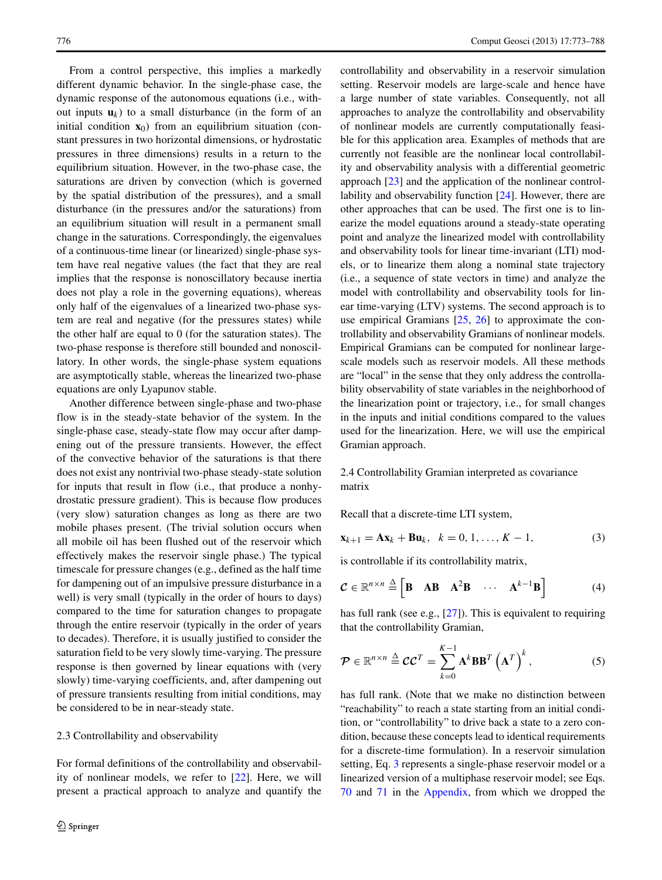From a control perspective, this implies a markedly different dynamic behavior. In the single-phase case, the dynamic response of the autonomous equations (i.e., without inputs $\mathbf{u}_k$) to a small disturbance (in the form of an initial condition $\mathbf{x}_0$) from an equilibrium situation (constant pressures in two horizontal dimensions, or hydrostatic pressures in three dimensions) results in a return to the equilibrium situation. However, in the two-phase case, the saturations are driven by convection (which is governed by the spatial distribution of the pressures), and a small disturbance (in the pressures and/or the saturations) from an equilibrium situation will result in a permanent small change in the saturations. Correspondingly, the eigenvalues of a continuous-time linear (or linearized) single-phase system have real negative values (the fact that they are real implies that the response is nonoscillatory because inertia does not play a role in the governing equations), whereas only half of the eigenvalues of a linearized two-phase system are real and negative (for the pressures states) while the other half are equal to 0 (for the saturation states). The two-phase response is therefore still bounded and nonoscillatory. In other words, the single-phase system equations are asymptotically stable, whereas the linearized two-phase equations are only Lyapunov stable.

Another difference between single-phase and two-phase flow is in the steady-state behavior of the system. In the single-phase case, steady-state flow may occur after dampening out of the pressure transients. However, the effect of the convective behavior of the saturations is that there does not exist any nontrivial two-phase steady-state solution for inputs that result in flow (i.e., that produce a nonhydrostatic pressure gradient). This is because flow produces (very slow) saturation changes as long as there are two mobile phases present. (The trivial solution occurs when all mobile oil has been flushed out of the reservoir which effectively makes the reservoir single phase.) The typical timescale for pressure changes (e.g., defined as the half time for dampening out of an impulsive pressure disturbance in a well) is very small (typically in the order of hours to days) compared to the time for saturation changes to propagate through the entire reservoir (typically in the order of years to decades). Therefore, it is usually justified to consider the saturation field to be very slowly time-varying. The pressure response is then governed by linear equations with (very slowly) time-varying coefficients, and, after dampening out of pressure transients resulting from initial conditions, may be considered to be in near-steady state.

### 2.3 Controllability and observability

For formal definitions of the controllability and observability of nonlinear models, we refer to [22]. Here, we will present a practical approach to analyze and quantify the controllability and observability in a reservoir simulation setting. Reservoir models are large-scale and hence have a large number of state variables. Consequently, not all approaches to analyze the controllability and observability of nonlinear models are currently computationally feasible for this application area. Examples of methods that are currently not feasible are the nonlinear local controllability and observability analysis with a differential geometric approach [23] and the application of the nonlinear controllability and observability function [24]. However, there are other approaches that can be used. The first one is to linearize the model equations around a steady-state operating point and analyze the linearized model with controllability and observability tools for linear time-invariant (LTI) models, or to linearize them along a nominal state trajectory (i.e., a sequence of state vectors in time) and analyze the model with controllability and observability tools for linear time-varying (LTV) systems. The second approach is to use empirical Gramians [25, 26] to approximate the controllability and observability Gramians of nonlinear models. Empirical Gramians can be computed for nonlinear large-scale models such as reservoir models. All these methods are "local" in the sense that they only address the controllability observability of state variables in the neighborhood of the linearization point or trajectory, i.e., for small changes in the inputs and initial conditions compared to the values used for the linearization. Here, we will use the empirical Gramian approach.

### 2.4 Controllability Gramian interpreted as covariance matrix

Recall that a discrete-time LTI system,

$$\mathbf{x}_{k+1} = \mathbf{A}\mathbf{x}_k + \mathbf{B}\mathbf{u}_k, \quad k = 0, 1, \ldots, K-1, \tag{3}$$

is controllable if its controllability matrix,

$$\mathcal{C} \in \mathbb{R}^{n \times n} \triangleq \begin{bmatrix} \mathbf{B} & \mathbf{AB} & \mathbf{A}^2\mathbf{B} & \cdots & \mathbf{A}^{k-1}\mathbf{B} \end{bmatrix} \tag{4}$$

has full rank (see e.g., [27]). This is equivalent to requiring that the controllability Gramian,

$$\mathcal{P} \in \mathbb{R}^{n \times n} \triangleq \mathcal{C}\mathcal{C}^T = \sum_{k=0}^{K-1} \mathbf{A}^k \mathbf{B}\mathbf{B}^T \left(\mathbf{A}^T\right)^k, \tag{5}$$

has full rank. (Note that we make no distinction between "reachability" to reach a state starting from an initial condition, or "controllability" to drive back a state to a zero condition, because these concepts lead to identical requirements for a discrete-time formulation). In a reservoir simulation setting, Eq. 3 represents a single-phase reservoir model or a linearized version of a multiphase reservoir model; see Eqs. 70 and 71 in the Appendix, from which we dropped the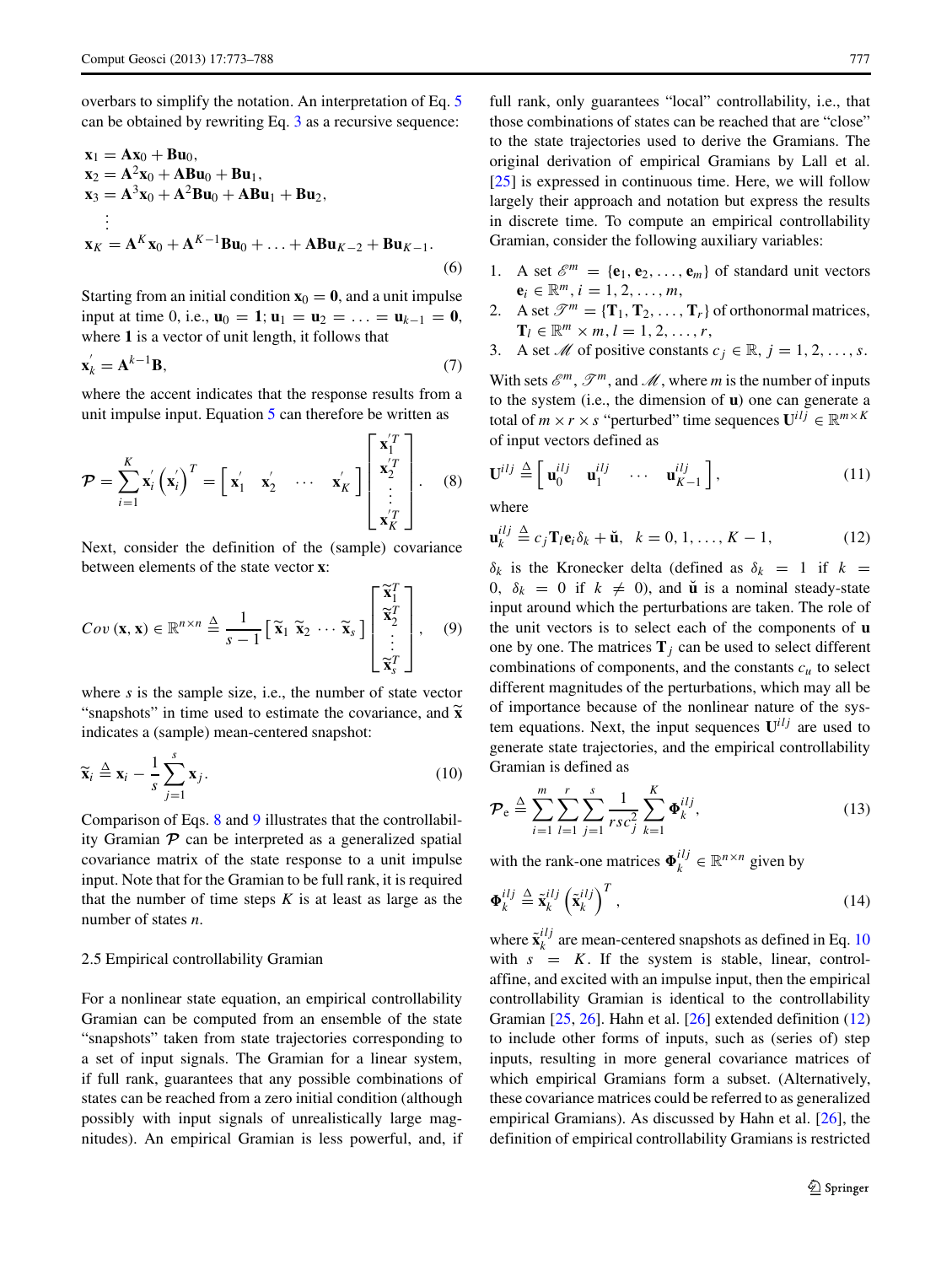overbars to simplify the notation. An interpretation of Eq. 5 can be obtained by rewriting Eq. 3 as a recursive sequence:

$$
\begin{aligned}
\mathbf{x}_1 &= \mathbf{A}\mathbf{x}_0 + \mathbf{B}\mathbf{u}_0, \\
\mathbf{x}_2 &= \mathbf{A}^2\mathbf{x}_0 + \mathbf{A}\mathbf{B}\mathbf{u}_0 + \mathbf{B}\mathbf{u}_1, \\
\mathbf{x}_3 &= \mathbf{A}^3\mathbf{x}_0 + \mathbf{A}^2\mathbf{B}\mathbf{u}_0 + \mathbf{A}\mathbf{B}\mathbf{u}_1 + \mathbf{B}\mathbf{u}_2, \\
&\vdots \\
\mathbf{x}_K &= \mathbf{A}^K\mathbf{x}_0 + \mathbf{A}^{K-1}\mathbf{B}\mathbf{u}_0 + \ldots + \mathbf{A}\mathbf{B}\mathbf{u}_{K-2} + \mathbf{B}\mathbf{u}_{K-1}.
\end{aligned} \tag{6}
$$

Starting from an initial condition $\mathbf{x}_0 = \mathbf{0}$, and a unit impulse input at time 0, i.e., $\mathbf{u}_0 = \mathbf{1}$; $\mathbf{u}_1 = \mathbf{u}_2 = \ldots = \mathbf{u}_{k-1} = \mathbf{0}$, where $\mathbf{1}$ is a vector of unit length, it follows that

$$
\mathbf{x}_k^{'} = \mathbf{A}^{k-1}\mathbf{B}, \tag{7}
$$

where the accent indicates that the response results from a unit impulse input. Equation 5 can therefore be written as

$$
\mathcal{P} = \sum_{i=1}^{K} \mathbf{x}_i^{'} \left(\mathbf{x}_i^{'}\right)^T = \begin{bmatrix} \mathbf{x}_1^{'} & \mathbf{x}_2^{'} & \cdots & \mathbf{x}_K^{'} \end{bmatrix} \begin{bmatrix} \mathbf{x}_1^{'T} \\ \mathbf{x}_2^{'T} \\ \vdots \\ \mathbf{x}_K^{'T} \end{bmatrix}. \tag{8}
$$

Next, consider the definition of the (sample) covariance between elements of the state vector $\mathbf{x}$:

$$
Cov(\mathbf{x}, \mathbf{x}) \in \mathbb{R}^{n \times n} \triangleq \frac{1}{s-1} \begin{bmatrix} \widetilde{\mathbf{x}}_1 & \widetilde{\mathbf{x}}_2 & \cdots & \widetilde{\mathbf{x}}_s \end{bmatrix} \begin{bmatrix} \widetilde{\mathbf{x}}_1^T \\ \widetilde{\mathbf{x}}_2^T \\ \vdots \\ \widetilde{\mathbf{x}}_s^T \end{bmatrix}, \tag{9}
$$

where $s$ is the sample size, i.e., the number of state vector "snapshots" in time used to estimate the covariance, and $\widetilde{\mathbf{x}}$ indicates a (sample) mean-centered snapshot:

$$
\widetilde{\mathbf{x}}_i \triangleq \mathbf{x}_i - \frac{1}{s}\sum_{j=1}^{s} \mathbf{x}_j. \tag{10}
$$

Comparison of Eqs. 8 and 9 illustrates that the controllability Gramian $\mathcal{P}$ can be interpreted as a generalized spatial covariance matrix of the state response to a unit impulse input. Note that for the Gramian to be full rank, it is required that the number of time steps $K$ is at least as large as the number of states $n$.

### 2.5 Empirical controllability Gramian

For a nonlinear state equation, an empirical controllability Gramian can be computed from an ensemble of the state "snapshots" taken from state trajectories corresponding to a set of input signals. The Gramian for a linear system, if full rank, guarantees that any possible combinations of states can be reached from a zero initial condition (although possibly with input signals of unrealistically large magnitudes). An empirical Gramian is less powerful, and, if full rank, only guarantees "local" controllability, i.e., that those combinations of states can be reached that are "close" to the state trajectories used to derive the Gramians. The original derivation of empirical Gramians by Lall et al. [25] is expressed in continuous time. Here, we will follow largely their approach and notation but express the results in discrete time. To compute an empirical controllability Gramian, consider the following auxiliary variables:

1. A set $\mathscr{E}^m = \{\mathbf{e}_1, \mathbf{e}_2, \ldots, \mathbf{e}_m\}$ of standard unit vectors $\mathbf{e}_i \in \mathbb{R}^m$, $i = 1, 2, \ldots, m$,
2. A set $\mathscr{T}^m = \{\mathbf{T}_1, \mathbf{T}_2, \ldots, \mathbf{T}_r\}$ of orthonormal matrices, $\mathbf{T}_l \in \mathbb{R}^m \times m$, $l = 1, 2, \ldots, r$,
3. A set $\mathscr{M}$ of positive constants $c_j \in \mathbb{R}$, $j = 1, 2, \ldots, s$.

With sets $\mathscr{E}^m$, $\mathscr{T}^m$, and $\mathscr{M}$, where $m$ is the number of inputs to the system (i.e., the dimension of $\mathbf{u}$) one can generate a total of $m \times r \times s$ "perturbed" time sequences $\mathbf{U}^{ilj} \in \mathbb{R}^{m \times K}$ of input vectors defined as

$$
\mathbf{U}^{ilj} \triangleq \begin{bmatrix} \mathbf{u}_0^{ilj} & \mathbf{u}_1^{ilj} & \cdots & \mathbf{u}_{K-1}^{ilj} \end{bmatrix}, \tag{11}
$$

where

$$
\mathbf{u}_k^{ilj} \triangleq c_j \mathbf{T}_l \mathbf{e}_i \delta_k + \check{\mathbf{u}}, \quad k = 0, 1, \ldots, K-1, \tag{12}
$$

$\delta_k$ is the Kronecker delta (defined as $\delta_k = 1$ if $k = 0$, $\delta_k = 0$ if $k \neq 0$), and $\check{\mathbf{u}}$ is a nominal steady-state input around which the perturbations are taken. The role of the unit vectors is to select each of the components of $\mathbf{u}$ one by one. The matrices $\mathbf{T}_j$ can be used to select different combinations of components, and the constants $c_u$ to select different magnitudes of the perturbations, which may all be of importance because of the nonlinear nature of the system equations. Next, the input sequences $\mathbf{U}^{ilj}$ are used to generate state trajectories, and the empirical controllability Gramian is defined as

$$
\mathcal{P}_e \triangleq \sum_{i=1}^{m}\sum_{l=1}^{r}\sum_{j=1}^{s} \frac{1}{rsc_j^2} \sum_{k=1}^{K} \mathbf{\Phi}_k^{ilj}, \tag{13}
$$

with the rank-one matrices $\mathbf{\Phi}_k^{ilj} \in \mathbb{R}^{n \times n}$ given by

$$
\mathbf{\Phi}_k^{ilj} \triangleq \tilde{\mathbf{x}}_k^{ilj} \left(\tilde{\mathbf{x}}_k^{ilj}\right)^T, \tag{14}
$$

where $\tilde{\mathbf{x}}_k^{ilj}$ are mean-centered snapshots as defined in Eq. 10 with $s = K$. If the system is stable, linear, control-affine, and excited with an impulse input, then the empirical controllability Gramian is identical to the controllability Gramian [25, 26]. Hahn et al. [26] extended definition (12) to include other forms of inputs, such as (series of) step inputs, resulting in more general covariance matrices of which empirical Gramians form a subset. (Alternatively, these covariance matrices could be referred to as generalized empirical Gramians). As discussed by Hahn et al. [26], the definition of empirical controllability Gramians is restricted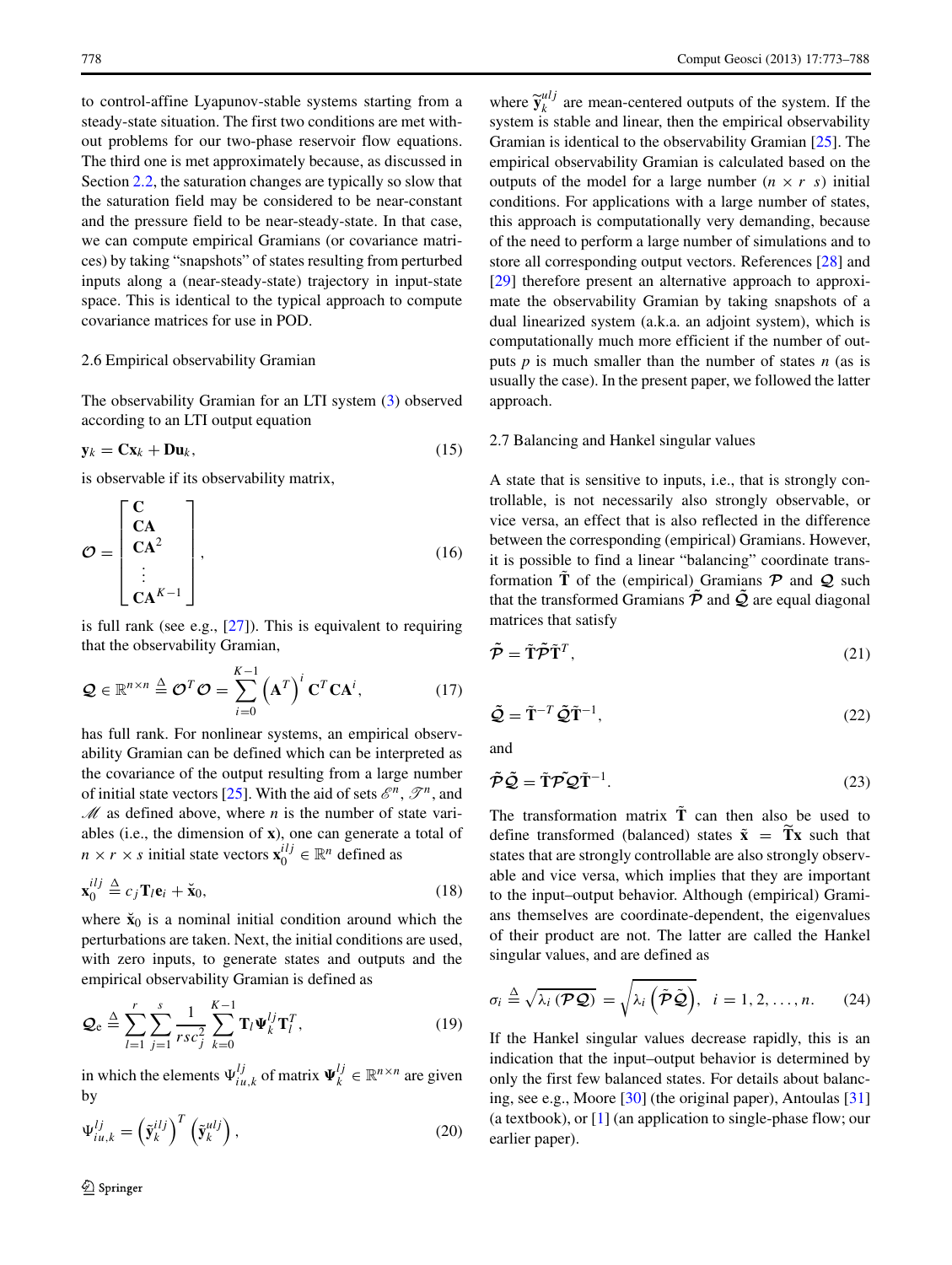to control-affine Lyapunov-stable systems starting from a steady-state situation. The first two conditions are met without problems for our two-phase reservoir flow equations. The third one is met approximately because, as discussed in Section 2.2, the saturation changes are typically so slow that the saturation field may be considered to be near-constant and the pressure field to be near-steady-state. In that case, we can compute empirical Gramians (or covariance matrices) by taking "snapshots" of states resulting from perturbed inputs along a (near-steady-state) trajectory in input-state space. This is identical to the typical approach to compute covariance matrices for use in POD.

### 2.6 Empirical observability Gramian

The observability Gramian for an LTI system (3) observed according to an LTI output equation

$$\mathbf{y}_k = \mathbf{C}\mathbf{x}_k + \mathbf{D}\mathbf{u}_k, \tag{15}$$

is observable if its observability matrix,

$$\mathcal{O} = \begin{bmatrix} \mathbf{C} \\ \mathbf{CA} \\ \mathbf{CA}^2 \\ \vdots \\ \mathbf{CA}^{K-1} \end{bmatrix}, \tag{16}$$

is full rank (see e.g., [27]). This is equivalent to requiring that the observability Gramian,

$$\mathcal{Q} \in \mathbb{R}^{n\times n} \triangleq \mathcal{O}^T\mathcal{O} = \sum_{i=0}^{K-1} \left(\mathbf{A}^T\right)^i \mathbf{C}^T\mathbf{C}\mathbf{A}^i, \tag{17}$$

has full rank. For nonlinear systems, an empirical observability Gramian can be defined which can be interpreted as the covariance of the output resulting from a large number of initial state vectors [25]. With the aid of sets $\mathscr{E}^n$, $\mathscr{T}^n$, and $\mathscr{M}$ as defined above, where $n$ is the number of state variables (i.e., the dimension of $\mathbf{x}$), one can generate a total of $n \times r \times s$ initial state vectors $\mathbf{x}_0^{ilj} \in \mathbb{R}^n$ defined as

$$\mathbf{x}_0^{ilj} \triangleq c_j \mathbf{T}_l \mathbf{e}_i + \check{\mathbf{x}}_0, \tag{18}$$

where $\check{\mathbf{x}}_0$ is a nominal initial condition around which the perturbations are taken. Next, the initial conditions are used, with zero inputs, to generate states and outputs and the empirical observability Gramian is defined as

$$\mathcal{Q}_e \triangleq \sum_{l=1}^{r}\sum_{j=1}^{s} \frac{1}{rsc_j^2} \sum_{k=0}^{K-1} \mathbf{T}_l \mathbf{\Psi}_k^{lj} \mathbf{T}_l^T, \tag{19}$$

in which the elements $\Psi_{iu,k}^{lj}$ of matrix $\mathbf{\Psi}_k^{lj} \in \mathbb{R}^{n\times n}$ are given by

$$\Psi_{iu,k}^{lj} = \left(\tilde{\mathbf{y}}_k^{ilj}\right)^T \left(\tilde{\mathbf{y}}_k^{ulj}\right), \tag{20}$$

where $\tilde{\mathbf{y}}_k^{ulj}$ are mean-centered outputs of the system. If the system is stable and linear, then the empirical observability Gramian is identical to the observability Gramian [25]. The empirical observability Gramian is calculated based on the outputs of the model for a large number ($n \times r\ s$) initial conditions. For applications with a large number of states, this approach is computationally very demanding, because of the need to perform a large number of simulations and to store all corresponding output vectors. References [28] and [29] therefore present an alternative approach to approximate the observability Gramian by taking snapshots of a dual linearized system (a.k.a. an adjoint system), which is computationally much more efficient if the number of outputs $p$ is much smaller than the number of states $n$ (as is usually the case). In the present paper, we followed the latter approach.

### 2.7 Balancing and Hankel singular values

A state that is sensitive to inputs, i.e., that is strongly controllable, is not necessarily also strongly observable, or vice versa, an effect that is also reflected in the difference between the corresponding (empirical) Gramians. However, it is possible to find a linear "balancing" coordinate transformation $\tilde{\mathbf{T}}$ of the (empirical) Gramians $\mathcal{P}$ and $\mathcal{Q}$ such that the transformed Gramians $\tilde{\mathcal{P}}$ and $\tilde{\mathcal{Q}}$ are equal diagonal matrices that satisfy

$$\tilde{\mathcal{P}} = \tilde{\mathbf{T}}\tilde{\mathcal{P}}\tilde{\mathbf{T}}^T, \tag{21}$$

$$\tilde{\mathcal{Q}} = \tilde{\mathbf{T}}^{-T}\tilde{\mathcal{Q}}\tilde{\mathbf{T}}^{-1}, \tag{22}$$

and

$$\tilde{\mathcal{P}}\tilde{\mathcal{Q}} = \tilde{\mathbf{T}}\mathcal{P}\mathcal{Q}\tilde{\mathbf{T}}^{-1}. \tag{23}$$

The transformation matrix $\tilde{\mathbf{T}}$ can then also be used to define transformed (balanced) states $\tilde{\mathbf{x}} = \tilde{\mathbf{T}}\mathbf{x}$ such that states that are strongly controllable are also strongly observable and vice versa, which implies that they are important to the input–output behavior. Although (empirical) Gramians themselves are coordinate-dependent, the eigenvalues of their product are not. The latter are called the Hankel singular values, and are defined as

$$\sigma_i \triangleq \sqrt{\lambda_i\left(\mathcal{P}\mathcal{Q}\right)} = \sqrt{\lambda_i\left(\tilde{\mathcal{P}}\tilde{\mathcal{Q}}\right)}, \quad i = 1, 2, \ldots, n. \tag{24}$$

If the Hankel singular values decrease rapidly, this is an indication that the input–output behavior is determined by only the first few balanced states. For details about balancing, see e.g., Moore [30] (the original paper), Antoulas [31] (a textbook), or [1] (an application to single-phase flow; our earlier paper).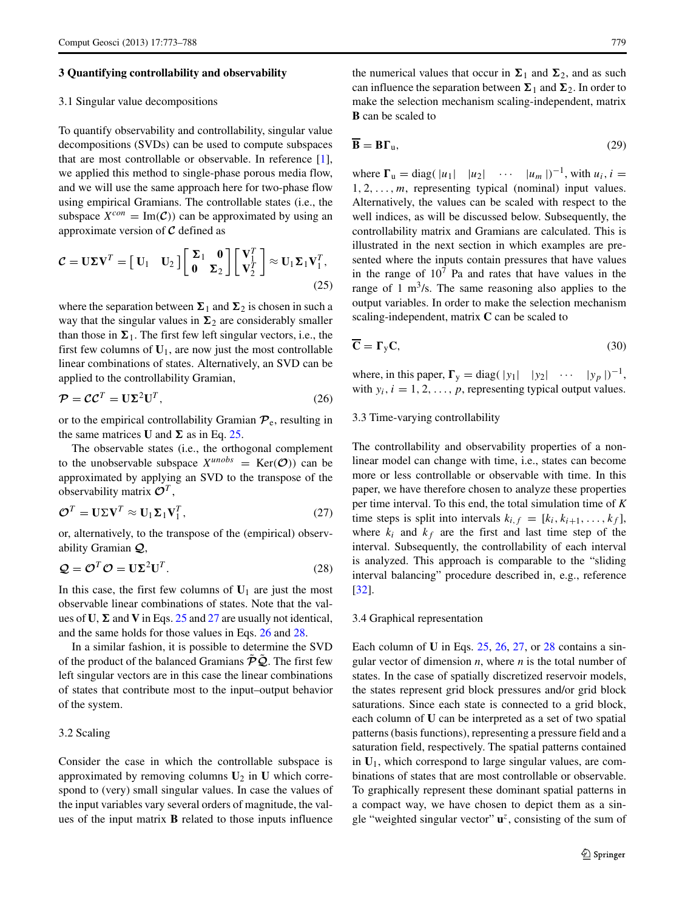## 3 Quantifying controllability and observability

### 3.1 Singular value decompositions

To quantify observability and controllability, singular value decompositions (SVDs) can be used to compute subspaces that are most controllable or observable. In reference [1], we applied this method to single-phase porous media flow, and we will use the same approach here for two-phase flow using empirical Gramians. The controllable states (i.e., the subspace $X^{con} = \mathrm{Im}(\mathcal{C})$) can be approximated by using an approximate version of $\mathcal{C}$ defined as

$$\mathcal{C} = \mathbf{U}\boldsymbol{\Sigma}\mathbf{V}^T = \begin{bmatrix} \mathbf{U}_1 & \mathbf{U}_2 \end{bmatrix} \begin{bmatrix} \boldsymbol{\Sigma}_1 & \mathbf{0} \\ \mathbf{0} & \boldsymbol{\Sigma}_2 \end{bmatrix} \begin{bmatrix} \mathbf{V}_1^T \\ \mathbf{V}_2^T \end{bmatrix} \approx \mathbf{U}_1\boldsymbol{\Sigma}_1\mathbf{V}_1^T, \tag{25}$$

where the separation between $\boldsymbol{\Sigma}_1$ and $\boldsymbol{\Sigma}_2$ is chosen in such a way that the singular values in $\boldsymbol{\Sigma}_2$ are considerably smaller than those in $\boldsymbol{\Sigma}_1$. The first few left singular vectors, i.e., the first few columns of $\mathbf{U}_1$, are now just the most controllable linear combinations of states. Alternatively, an SVD can be applied to the controllability Gramian,

$$\mathcal{P} = \mathcal{C}\mathcal{C}^T = \mathbf{U}\boldsymbol{\Sigma}^2\mathbf{U}^T, \tag{26}$$

or to the empirical controllability Gramian $\mathcal{P}_e$, resulting in the same matrices $\mathbf{U}$ and $\boldsymbol{\Sigma}$ as in Eq. 25.

The observable states (i.e., the orthogonal complement to the unobservable subspace $X^{unobs} = \mathrm{Ker}(\mathcal{O})$) can be approximated by applying an SVD to the transpose of the observability matrix $\mathcal{O}^T$,

$$\mathcal{O}^T = \mathbf{U}\boldsymbol{\Sigma}\mathbf{V}^T \approx \mathbf{U}_1\boldsymbol{\Sigma}_1\mathbf{V}_1^T, \tag{27}$$

or, alternatively, to the transpose of the (empirical) observability Gramian $\mathcal{Q}$,

$$\mathcal{Q} = \mathcal{O}^T\mathcal{O} = \mathbf{U}\boldsymbol{\Sigma}^2\mathbf{U}^T. \tag{28}$$

In this case, the first few columns of $\mathbf{U}_1$ are just the most observable linear combinations of states. Note that the values of $\mathbf{U}$, $\boldsymbol{\Sigma}$ and $\mathbf{V}$ in Eqs. 25 and 27 are usually not identical, and the same holds for those values in Eqs. 26 and 28.

In a similar fashion, it is possible to determine the SVD of the product of the balanced Gramians $\tilde{\mathcal{P}}\tilde{\mathcal{Q}}$. The first few left singular vectors are in this case the linear combinations of states that contribute most to the input–output behavior of the system.

### 3.2 Scaling

Consider the case in which the controllable subspace is approximated by removing columns $\mathbf{U}_2$ in $\mathbf{U}$ which correspond to (very) small singular values. In case the values of the input variables vary several orders of magnitude, the values of the input matrix $\mathbf{B}$ related to those inputs influence the numerical values that occur in $\boldsymbol{\Sigma}_1$ and $\boldsymbol{\Sigma}_2$, and as such can influence the separation between $\boldsymbol{\Sigma}_1$ and $\boldsymbol{\Sigma}_2$. In order to make the selection mechanism scaling-independent, matrix $\mathbf{B}$ can be scaled to

$$\overline{\mathbf{B}} = \mathbf{B}\boldsymbol{\Gamma}_u, \tag{29}$$

where $\boldsymbol{\Gamma}_u = \mathrm{diag}(\,|u_1| \quad |u_2| \quad \cdots \quad |u_m|\,)^{-1}$, with $u_i, i = 1, 2, \ldots, m$, representing typical (nominal) input values. Alternatively, the values can be scaled with respect to the well indices, as will be discussed below. Subsequently, the controllability matrix and Gramians are calculated. This is illustrated in the next section in which examples are presented where the inputs contain pressures that have values in the range of $10^7$ Pa and rates that have values in the range of 1 $\mathrm{m}^3/\mathrm{s}$. The same reasoning also applies to the output variables. In order to make the selection mechanism scaling-independent, matrix $\mathbf{C}$ can be scaled to

$$\overline{\mathbf{C}} = \boldsymbol{\Gamma}_y\mathbf{C}, \tag{30}$$

where, in this paper, $\boldsymbol{\Gamma}_y = \mathrm{diag}(\,|y_1| \quad |y_2| \quad \cdots \quad |y_p|\,)^{-1}$, with $y_i, i = 1, 2, \ldots, p$, representing typical output values.

### 3.3 Time-varying controllability

The controllability and observability properties of a nonlinear model can change with time, i.e., states can become more or less controllable or observable with time. In this paper, we have therefore chosen to analyze these properties per time interval. To this end, the total simulation time of $K$ time steps is split into intervals $k_{i,f} = [k_i, k_{i+1}, \ldots, k_f]$, where $k_i$ and $k_f$ are the first and last time step of the interval. Subsequently, the controllability of each interval is analyzed. This approach is comparable to the "sliding interval balancing" procedure described in, e.g., reference [32].

### 3.4 Graphical representation

Each column of $\mathbf{U}$ in Eqs. 25, 26, 27, or 28 contains a singular vector of dimension $n$, where $n$ is the total number of states. In the case of spatially discretized reservoir models, the states represent grid block pressures and/or grid block saturations. Since each state is connected to a grid block, each column of $\mathbf{U}$ can be interpreted as a set of two spatial patterns (basis functions), representing a pressure field and a saturation field, respectively. The spatial patterns contained in $\mathbf{U}_1$, which correspond to large singular values, are combinations of states that are most controllable or observable. To graphically represent these dominant spatial patterns in a compact way, we have chosen to depict them as a single "weighted singular vector" $\mathbf{u}^z$, consisting of the sum of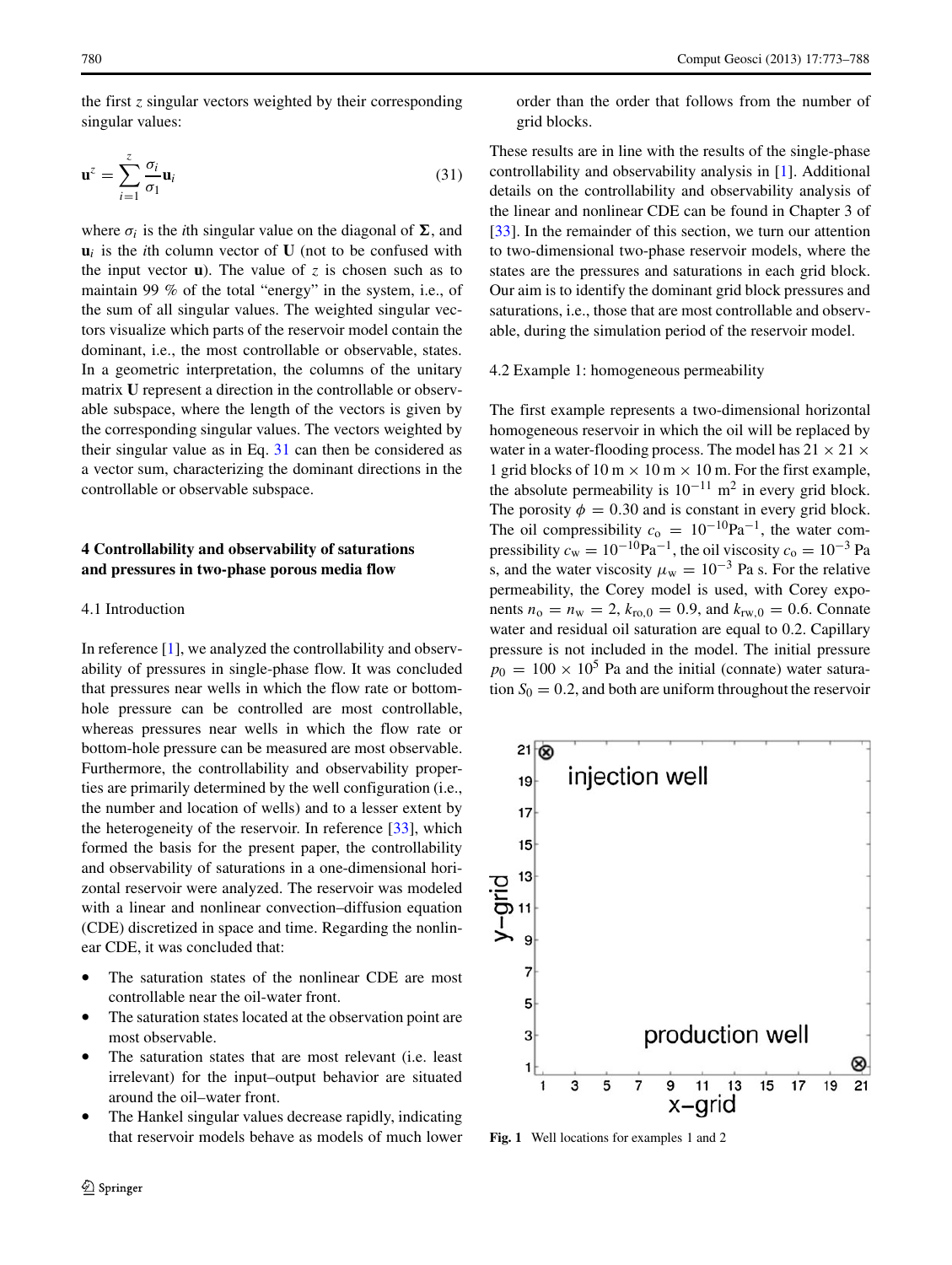the first $z$ singular vectors weighted by their corresponding singular values:

$$\mathbf{u}^z = \sum_{i=1}^{z} \frac{\sigma_i}{\sigma_1} \mathbf{u}_i \tag{31}$$

where $\sigma_i$ is the $i$th singular value on the diagonal of $\mathbf{\Sigma}$, and $\mathbf{u}_i$ is the $i$th column vector of $\mathbf{U}$ (not to be confused with the input vector $\mathbf{u}$). The value of $z$ is chosen such as to maintain 99 % of the total "energy" in the system, i.e., of the sum of all singular values. The weighted singular vectors visualize which parts of the reservoir model contain the dominant, i.e., the most controllable or observable, states. In a geometric interpretation, the columns of the unitary matrix $\mathbf{U}$ represent a direction in the controllable or observable subspace, where the length of the vectors is given by the corresponding singular values. The vectors weighted by their singular value as in Eq. 31 can then be considered as a vector sum, characterizing the dominant directions in the controllable or observable subspace.

## 4 Controllability and observability of saturations and pressures in two-phase porous media flow

### 4.1 Introduction

In reference [1], we analyzed the controllability and observability of pressures in single-phase flow. It was concluded that pressures near wells in which the flow rate or bottom-hole pressure can be controlled are most controllable, whereas pressures near wells in which the flow rate or bottom-hole pressure can be measured are most observable. Furthermore, the controllability and observability properties are primarily determined by the well configuration (i.e., the number and location of wells) and to a lesser extent by the heterogeneity of the reservoir. In reference [33], which formed the basis for the present paper, the controllability and observability of saturations in a one-dimensional horizontal reservoir were analyzed. The reservoir was modeled with a linear and nonlinear convection–diffusion equation (CDE) discretized in space and time. Regarding the nonlinear CDE, it was concluded that:

- The saturation states of the nonlinear CDE are most controllable near the oil-water front.
- The saturation states located at the observation point are most observable.
- The saturation states that are most relevant (i.e. least irrelevant) for the input–output behavior are situated around the oil–water front.
- The Hankel singular values decrease rapidly, indicating that reservoir models behave as models of much lower order than the order that follows from the number of grid blocks.

These results are in line with the results of the single-phase controllability and observability analysis in [1]. Additional details on the controllability and observability analysis of the linear and nonlinear CDE can be found in Chapter 3 of [33]. In the remainder of this section, we turn our attention to two-dimensional two-phase reservoir models, where the states are the pressures and saturations in each grid block. Our aim is to identify the dominant grid block pressures and saturations, i.e., those that are most controllable and observable, during the simulation period of the reservoir model.

### 4.2 Example 1: homogeneous permeability

The first example represents a two-dimensional horizontal homogeneous reservoir in which the oil will be replaced by water in a water-flooding process. The model has $21 \times 21 \times 1$ grid blocks of 10 m × 10 m × 10 m. For the first example, the absolute permeability is $10^{-11}$ m$^2$ in every grid block. The porosity $\phi = 0.30$ and is constant in every grid block. The oil compressibility $c_o = 10^{-10}\text{Pa}^{-1}$, the water compressibility $c_w = 10^{-10}\text{Pa}^{-1}$, the oil viscosity $c_o = 10^{-3}$ Pa s, and the water viscosity $\mu_w = 10^{-3}$ Pa s. For the relative permeability, the Corey model is used, with Corey exponents $n_o = n_w = 2$, $k_{ro,0} = 0.9$, and $k_{rw,0} = 0.6$. Connate water and residual oil saturation are equal to 0.2. Capillary pressure is not included in the model. The initial pressure $p_0 = 100 \times 10^5$ Pa and the initial (connate) water saturation $S_0 = 0.2$, and both are uniform throughout the reservoir

**Fig. 1** Well locations for examples 1 and 2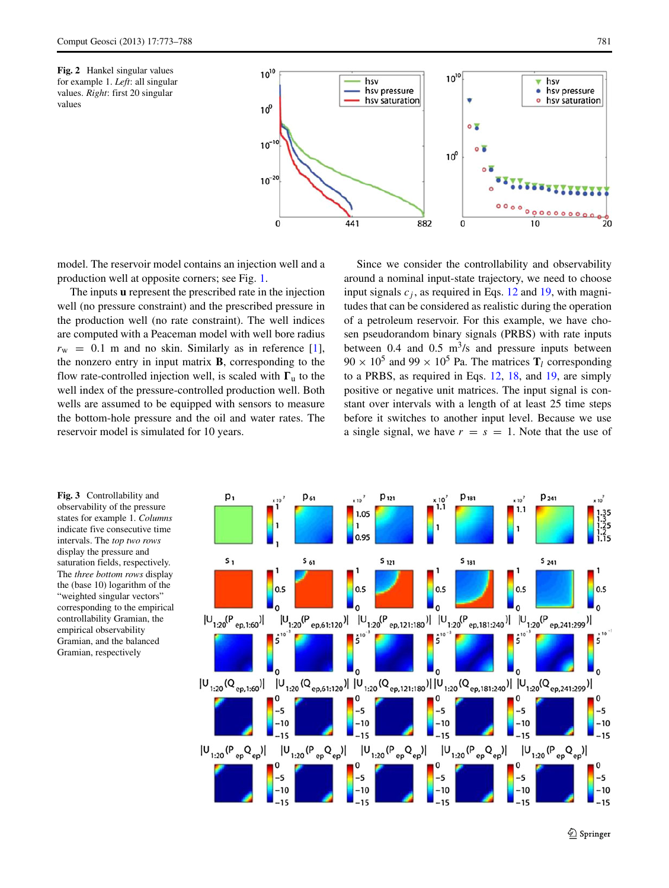**Fig. 2** Hankel singular values for example 1. *Left*: all singular values. *Right*: first 20 singular values

model. The reservoir model contains an injection well and a production well at opposite corners; see Fig. 1.

The inputs **u** represent the prescribed rate in the injection well (no pressure constraint) and the prescribed pressure in the production well (no rate constraint). The well indices are computed with a Peaceman model with well bore radius $r_w = 0.1$ m and no skin. Similarly as in reference [1], the nonzero entry in input matrix **B**, corresponding to the flow rate-controlled injection well, is scaled with $\mathbf{\Gamma}_u$ to the well index of the pressure-controlled production well. Both wells are assumed to be equipped with sensors to measure the bottom-hole pressure and the oil and water rates. The reservoir model is simulated for 10 years.

Since we consider the controllability and observability around a nominal input-state trajectory, we need to choose input signals $c_j$, as required in Eqs. 12 and 19, with magnitudes that can be considered as realistic during the operation of a petroleum reservoir. For this example, we have chosen pseudorandom binary signals (PRBS) with rate inputs between 0.4 and 0.5 $m^3/s$ and pressure inputs between $90 \times 10^5$ and $99 \times 10^5$ Pa. The matrices $\mathbf{T}_l$ corresponding to a PRBS, as required in Eqs. 12, 18, and 19, are simply positive or negative unit matrices. The input signal is constant over intervals with a length of at least 25 time steps before it switches to another input level. Because we use a single signal, we have $r = s = 1$. Note that the use of

**Fig. 3** Controllability and observability of the pressure states for example 1. *Columns* indicate five consecutive time intervals. The *top two rows* display the pressure and saturation fields, respectively. The *three bottom rows* display the (base 10) logarithm of the "weighted singular vectors" corresponding to the empirical controllability Gramian, the empirical observability Gramian, and the balanced Gramian, respectively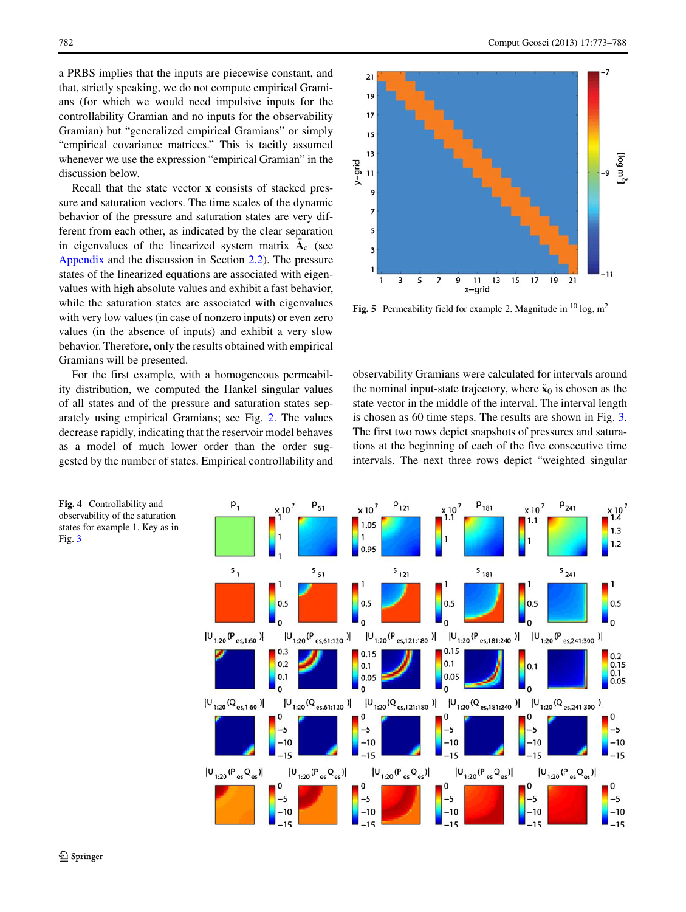a PRBS implies that the inputs are piecewise constant, and that, strictly speaking, we do not compute empirical Gramians (for which we would need impulsive inputs for the controllability Gramian and no inputs for the observability Gramian) but "generalized empirical Gramians" or simply "empirical covariance matrices." This is tacitly assumed whenever we use the expression "empirical Gramian" in the discussion below.

Recall that the state vector $\mathbf{x}$ consists of stacked pressure and saturation vectors. The time scales of the dynamic behavior of the pressure and saturation states are very different from each other, as indicated by the clear separation in eigenvalues of the linearized system matrix $\tilde{\mathbf{A}}_c$ (see Appendix and the discussion in Section 2.2). The pressure states of the linearized equations are associated with eigenvalues with high absolute values and exhibit a fast behavior, while the saturation states are associated with eigenvalues with very low values (in case of nonzero inputs) or even zero values (in the absence of inputs) and exhibit a very slow behavior. Therefore, only the results obtained with empirical Gramians will be presented.

For the first example, with a homogeneous permeability distribution, we computed the Hankel singular values of all states and of the pressure and saturation states separately using empirical Gramians; see Fig. 2. The values decrease rapidly, indicating that the reservoir model behaves as a model of much lower order than the order suggested by the number of states. Empirical controllability and observability Gramians were calculated for intervals around the nominal input-state trajectory, where $\breve{\mathbf{x}}_0$ is chosen as the state vector in the middle of the interval. The interval length is chosen as 60 time steps. The results are shown in Fig. 3. The first two rows depict snapshots of pressures and saturations at the beginning of each of the five consecutive time intervals. The next three rows depict "weighted singular

**Fig. 5** Permeability field for example 2. Magnitude in $^{10}\log$, m$^2$

**Fig. 4** Controllability and observability of the saturation states for example 1. Key as in Fig. 3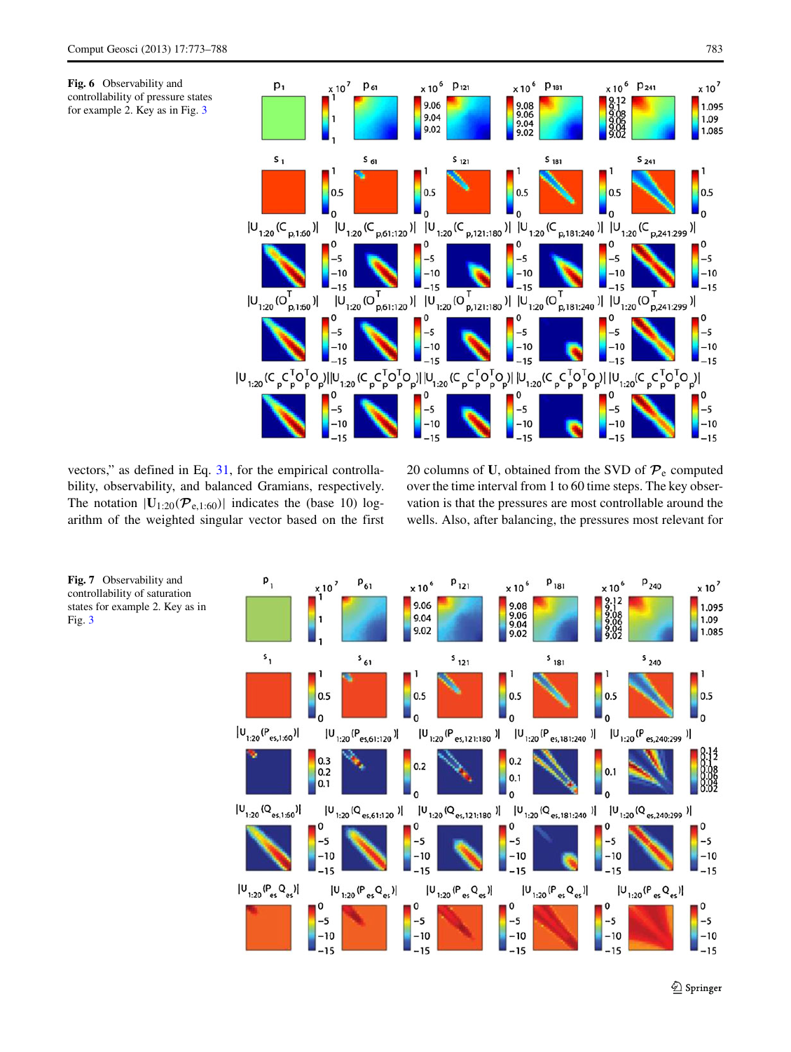**Fig. 6** Observability and controllability of pressure states for example 2. Key as in Fig. 3

vectors," as defined in Eq. 31, for the empirical controllability, observability, and balanced Gramians, respectively. The notation $|\mathbf{U}_{1:20}(\mathcal{P}_{e,1:60})|$ indicates the (base 10) logarithm of the weighted singular vector based on the first 20 columns of $\mathbf{U}$, obtained from the SVD of $\mathcal{P}_e$ computed over the time interval from 1 to 60 time steps. The key observation is that the pressures are most controllable around the wells. Also, after balancing, the pressures most relevant for

**Fig. 7** Observability and controllability of saturation states for example 2. Key as in Fig. 3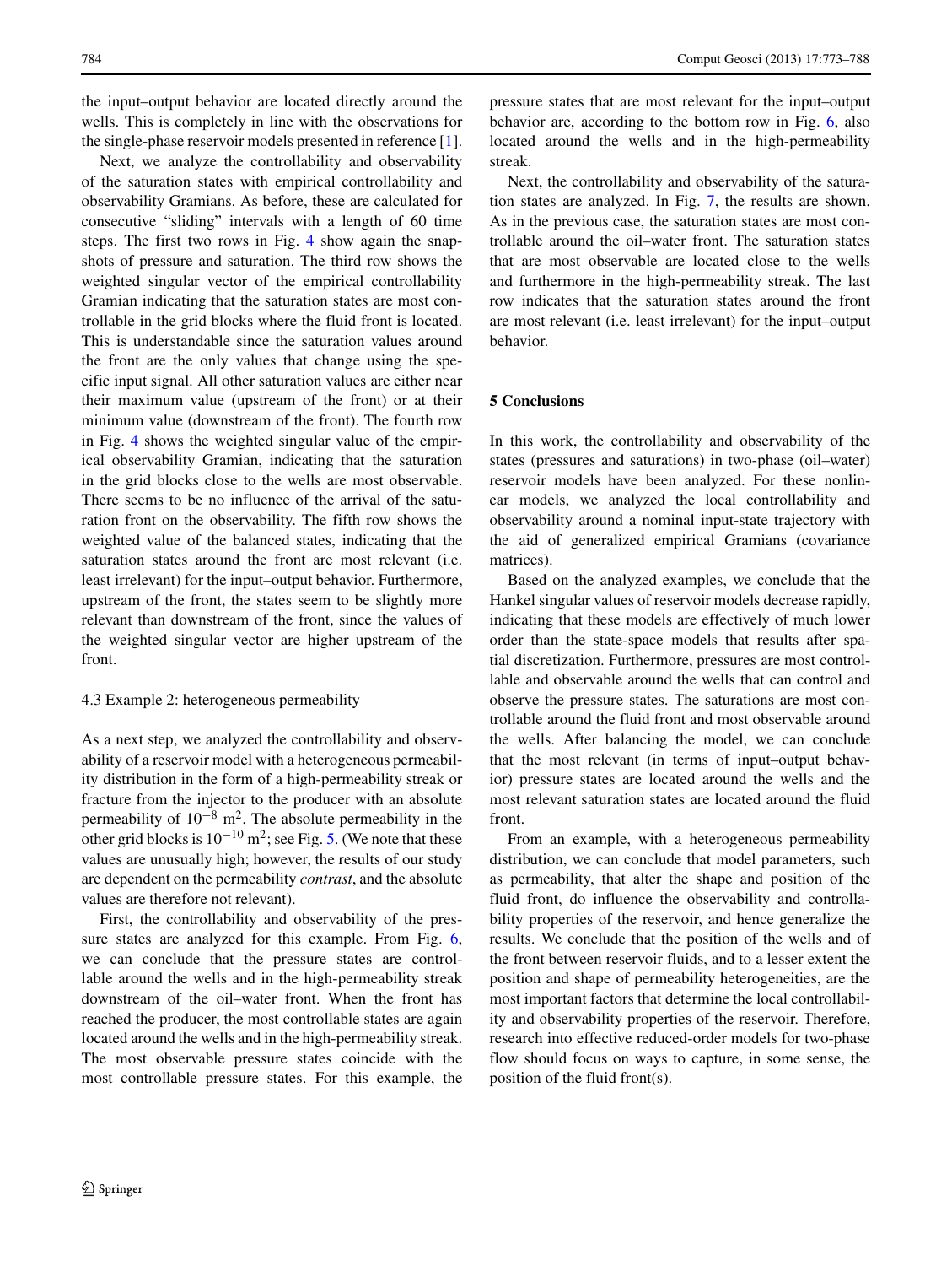the input–output behavior are located directly around the wells. This is completely in line with the observations for the single-phase reservoir models presented in reference [1].

Next, we analyze the controllability and observability of the saturation states with empirical controllability and observability Gramians. As before, these are calculated for consecutive "sliding" intervals with a length of 60 time steps. The first two rows in Fig. 4 show again the snapshots of pressure and saturation. The third row shows the weighted singular vector of the empirical controllability Gramian indicating that the saturation states are most controllable in the grid blocks where the fluid front is located. This is understandable since the saturation values around the front are the only values that change using the specific input signal. All other saturation values are either near their maximum value (upstream of the front) or at their minimum value (downstream of the front). The fourth row in Fig. 4 shows the weighted singular value of the empirical observability Gramian, indicating that the saturation in the grid blocks close to the wells are most observable. There seems to be no influence of the arrival of the saturation front on the observability. The fifth row shows the weighted value of the balanced states, indicating that the saturation states around the front are most relevant (i.e. least irrelevant) for the input–output behavior. Furthermore, upstream of the front, the states seem to be slightly more relevant than downstream of the front, since the values of the weighted singular vector are higher upstream of the front.

### 4.3 Example 2: heterogeneous permeability

As a next step, we analyzed the controllability and observability of a reservoir model with a heterogeneous permeability distribution in the form of a high-permeability streak or fracture from the injector to the producer with an absolute permeability of $10^{-8}$ m$^2$. The absolute permeability in the other grid blocks is $10^{-10}$ m$^2$; see Fig. 5. (We note that these values are unusually high; however, the results of our study are dependent on the permeability *contrast*, and the absolute values are therefore not relevant).

First, the controllability and observability of the pressure states are analyzed for this example. From Fig. 6, we can conclude that the pressure states are controllable around the wells and in the high-permeability streak downstream of the oil–water front. When the front has reached the producer, the most controllable states are again located around the wells and in the high-permeability streak. The most observable pressure states coincide with the most controllable pressure states. For this example, the pressure states that are most relevant for the input–output behavior are, according to the bottom row in Fig. 6, also located around the wells and in the high-permeability streak.

Next, the controllability and observability of the saturation states are analyzed. In Fig. 7, the results are shown. As in the previous case, the saturation states are most controllable around the oil–water front. The saturation states that are most observable are located close to the wells and furthermore in the high-permeability streak. The last row indicates that the saturation states around the front are most relevant (i.e. least irrelevant) for the input–output behavior.

## 5 Conclusions

In this work, the controllability and observability of the states (pressures and saturations) in two-phase (oil–water) reservoir models have been analyzed. For these nonlinear models, we analyzed the local controllability and observability around a nominal input-state trajectory with the aid of generalized empirical Gramians (covariance matrices).

Based on the analyzed examples, we conclude that the Hankel singular values of reservoir models decrease rapidly, indicating that these models are effectively of much lower order than the state-space models that results after spatial discretization. Furthermore, pressures are most controllable and observable around the wells that can control and observe the pressure states. The saturations are most controllable around the fluid front and most observable around the wells. After balancing the model, we can conclude that the most relevant (in terms of input–output behavior) pressure states are located around the wells and the most relevant saturation states are located around the fluid front.

From an example, with a heterogeneous permeability distribution, we can conclude that model parameters, such as permeability, that alter the shape and position of the fluid front, do influence the observability and controllability properties of the reservoir, and hence generalize the results. We conclude that the position of the wells and of the front between reservoir fluids, and to a lesser extent the position and shape of permeability heterogeneities, are the most important factors that determine the local controllability and observability properties of the reservoir. Therefore, research into effective reduced-order models for two-phase flow should focus on ways to capture, in some sense, the position of the fluid front(s).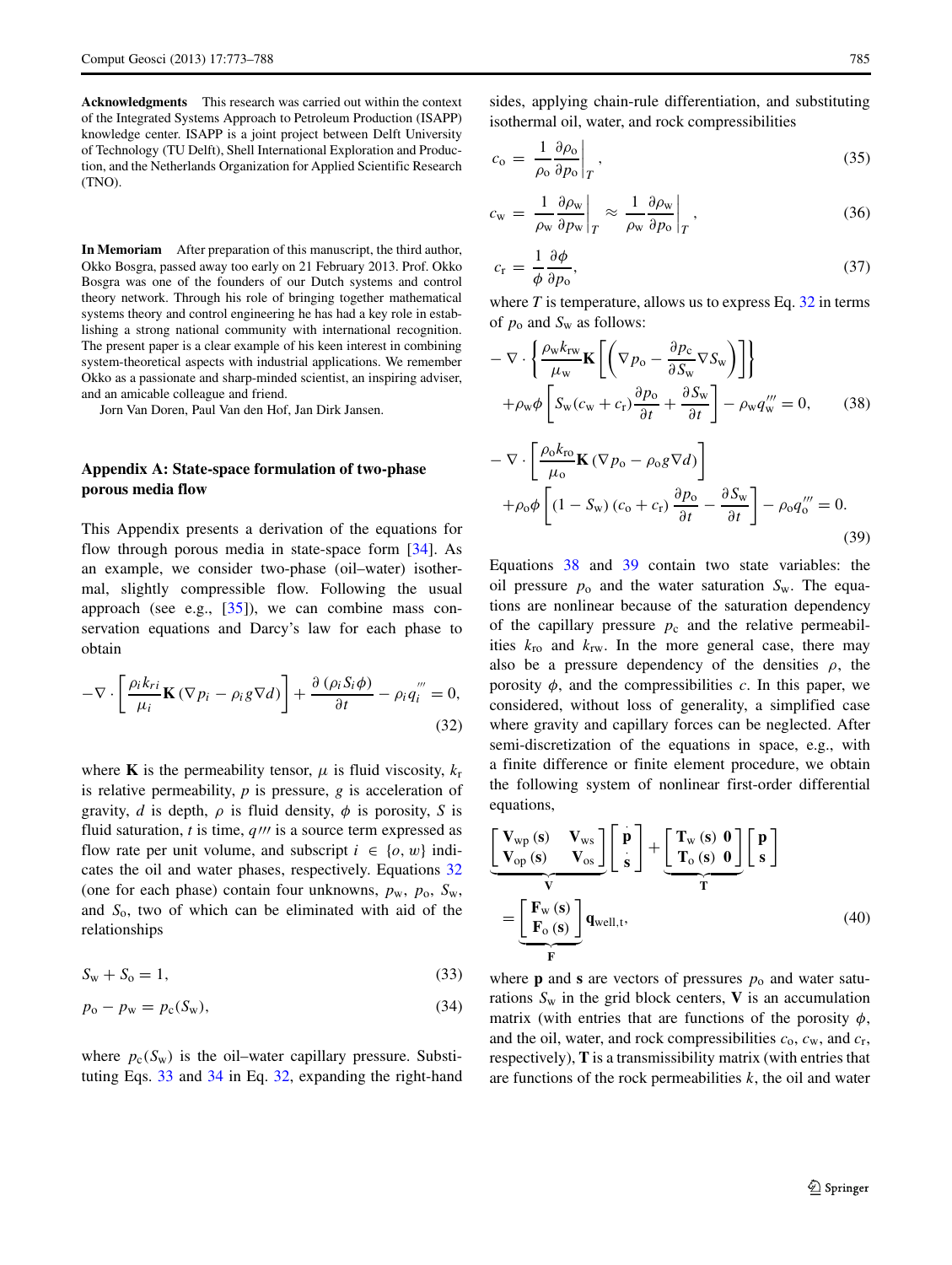**Acknowledgments** This research was carried out within the context of the Integrated Systems Approach to Petroleum Production (ISAPP) knowledge center. ISAPP is a joint project between Delft University of Technology (TU Delft), Shell International Exploration and Production, and the Netherlands Organization for Applied Scientific Research (TNO).

**In Memoriam** After preparation of this manuscript, the third author, Okko Bosgra, passed away too early on 21 February 2013. Prof. Okko Bosgra was one of the founders of our Dutch systems and control theory network. Through his role of bringing together mathematical systems theory and control engineering he has had a key role in establishing a strong national community with international recognition. The present paper is a clear example of his keen interest in combining system-theoretical aspects with industrial applications. We remember Okko as a passionate and sharp-minded scientist, an inspiring adviser, and an amicable colleague and friend.

Jorn Van Doren, Paul Van den Hof, Jan Dirk Jansen.

## Appendix A: State-space formulation of two-phase porous media flow

This Appendix presents a derivation of the equations for flow through porous media in state-space form [34]. As an example, we consider two-phase (oil–water) isothermal, slightly compressible flow. Following the usual approach (see e.g., [35]), we can combine mass conservation equations and Darcy's law for each phase to obtain

$$-\nabla \cdot \left[ \frac{\rho_i k_{ri}}{\mu_i} \mathbf{K} \left( \nabla p_i - \rho_i g \nabla d \right) \right] + \frac{\partial \left( \rho_i S_i \phi \right)}{\partial t} - \rho_i q_i''' = 0, \tag{32}$$

where $\mathbf{K}$ is the permeability tensor, $\mu$ is fluid viscosity, $k_r$ is relative permeability, $p$ is pressure, $g$ is acceleration of gravity, $d$ is depth, $\rho$ is fluid density, $\phi$ is porosity, $S$ is fluid saturation, $t$ is time, $q'''$ is a source term expressed as flow rate per unit volume, and subscript $i \in \{o, w\}$ indicates the oil and water phases, respectively. Equations 32 (one for each phase) contain four unknowns, $p_w$, $p_o$, $S_w$, and $S_o$, two of which can be eliminated with aid of the relationships

$$S_w + S_o = 1, \tag{33}$$

$$p_o - p_w = p_c(S_w), \tag{34}$$

where $p_c(S_w)$ is the oil–water capillary pressure. Substituting Eqs. 33 and 34 in Eq. 32, expanding the right-hand sides, applying chain-rule differentiation, and substituting isothermal oil, water, and rock compressibilities

$$c_o = \frac{1}{\rho_o} \frac{\partial \rho_o}{\partial p_o} \bigg|_T, \tag{35}$$

$$c_w = \frac{1}{\rho_w} \frac{\partial \rho_w}{\partial p_w} \bigg|_T \approx \frac{1}{\rho_w} \frac{\partial \rho_w}{\partial p_o} \bigg|_T, \tag{36}$$

$$c_r = \frac{1}{\phi} \frac{\partial \phi}{\partial p_o}, \tag{37}$$

where $T$ is temperature, allows us to express Eq. 32 in terms of $p_o$ and $S_w$ as follows:

$$-\nabla \cdot \left\{ \frac{\rho_w k_{rw}}{\mu_w} \mathbf{K} \left[ \left( \nabla p_o - \frac{\partial p_c}{\partial S_w} \nabla S_w \right) \right] \right\} + \rho_w \phi \left[ S_w (c_w + c_r) \frac{\partial p_o}{\partial t} + \frac{\partial S_w}{\partial t} \right] - \rho_w q_w''' = 0, \tag{38}$$

$$-\nabla \cdot \left[ \frac{\rho_o k_{ro}}{\mu_o} \mathbf{K} \left( \nabla p_o - \rho_o g \nabla d \right) \right] + \rho_o \phi \left[ (1 - S_w)(c_o + c_r) \frac{\partial p_o}{\partial t} - \frac{\partial S_w}{\partial t} \right] - \rho_o q_o''' = 0. \tag{39}$$

Equations 38 and 39 contain two state variables: the oil pressure $p_o$ and the water saturation $S_w$. The equations are nonlinear because of the saturation dependency of the capillary pressure $p_c$ and the relative permeabilities $k_{ro}$ and $k_{rw}$. In the more general case, there may also be a pressure dependency of the densities $\rho$, the porosity $\phi$, and the compressibilities $c$. In this paper, we considered, without loss of generality, a simplified case where gravity and capillary forces can be neglected. After semi-discretization of the equations in space, e.g., with a finite difference or finite element procedure, we obtain the following system of nonlinear first-order differential equations,

$$\underbrace{\begin{bmatrix} \mathbf{V}_{wp}(\mathbf{s}) & \mathbf{V}_{ws} \\ \mathbf{V}_{op}(\mathbf{s}) & \mathbf{V}_{os} \end{bmatrix}}_{\mathbf{V}} \begin{bmatrix} \dot{\mathbf{p}} \\ \dot{\mathbf{s}} \end{bmatrix} + \underbrace{\begin{bmatrix} \mathbf{T}_w(\mathbf{s}) & \mathbf{0} \\ \mathbf{T}_o(\mathbf{s}) & \mathbf{0} \end{bmatrix}}_{\mathbf{T}} \begin{bmatrix} \mathbf{p} \\ \mathbf{s} \end{bmatrix} = \underbrace{\begin{bmatrix} \mathbf{F}_w(\mathbf{s}) \\ \mathbf{F}_o(\mathbf{s}) \end{bmatrix}}_{\mathbf{F}} \mathbf{q}_{\text{well},t}, \tag{40}$$

where $\mathbf{p}$ and $\mathbf{s}$ are vectors of pressures $p_o$ and water saturations $S_w$ in the grid block centers, $\mathbf{V}$ is an accumulation matrix (with entries that are functions of the porosity $\phi$, and the oil, water, and rock compressibilities $c_o$, $c_w$, and $c_r$, respectively), $\mathbf{T}$ is a transmissibility matrix (with entries that are functions of the rock permeabilities $k$, the oil and water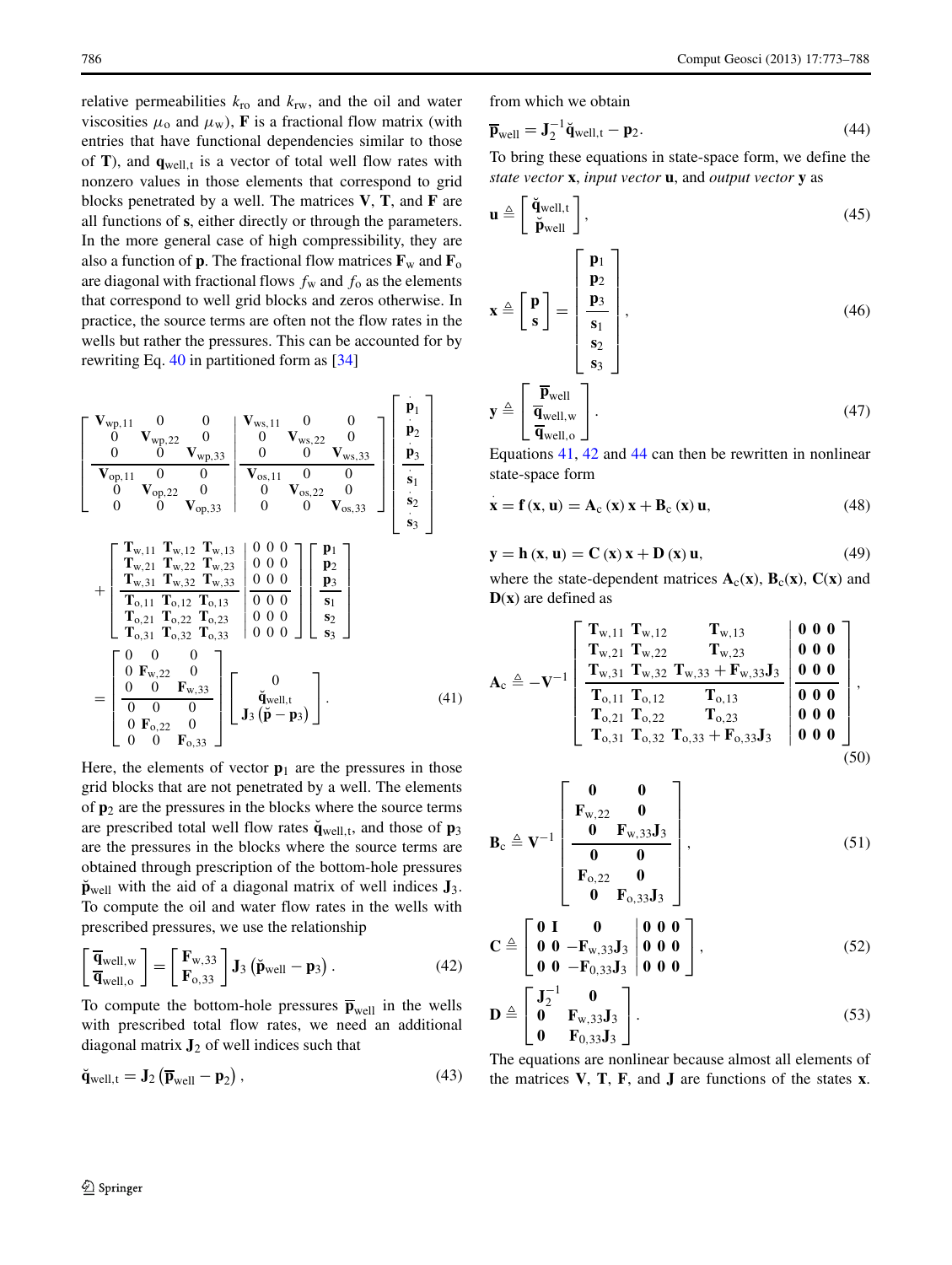relative permeabilities $k_{ro}$ and $k_{rw}$, and the oil and water viscosities $\mu_o$ and $\mu_w$), $\mathbf{F}$ is a fractional flow matrix (with entries that have functional dependencies similar to those of $\mathbf{T}$), and $\mathbf{q}_{well,t}$ is a vector of total well flow rates with nonzero values in those elements that correspond to grid blocks penetrated by a well. The matrices $\mathbf{V}$, $\mathbf{T}$, and $\mathbf{F}$ are all functions of $\mathbf{s}$, either directly or through the parameters. In the more general case of high compressibility, they are also a function of $\mathbf{p}$. The fractional flow matrices $\mathbf{F}_w$ and $\mathbf{F}_o$ are diagonal with fractional flows $f_w$ and $f_o$ as the elements that correspond to well grid blocks and zeros otherwise. In practice, the source terms are often not the flow rates in the wells but rather the pressures. This can be accounted for by rewriting Eq. 40 in partitioned form as [34]

$$
\left[\begin{array}{ccc|ccc}
\mathbf{V}_{wp,11} & 0 & 0 & \mathbf{V}_{ws,11} & 0 & 0 \\
0 & \mathbf{V}_{wp,22} & 0 & 0 & \mathbf{V}_{ws,22} & 0 \\
0 & 0 & \mathbf{V}_{wp,33} & 0 & 0 & \mathbf{V}_{ws,33} \\
\hline
\mathbf{V}_{op,11} & 0 & 0 & \mathbf{V}_{os,11} & 0 & 0 \\
0 & \mathbf{V}_{op,22} & 0 & 0 & \mathbf{V}_{os,22} & 0 \\
0 & 0 & \mathbf{V}_{op,33} & 0 & 0 & \mathbf{V}_{os,33}
\end{array}\right]
\left[\begin{array}{c}
\dot{\mathbf{p}}_1 \\ \dot{\mathbf{p}}_2 \\ \dot{\mathbf{p}}_3 \\ \hline \dot{\mathbf{s}}_1 \\ \dot{\mathbf{s}}_2 \\ \dot{\mathbf{s}}_3
\end{array}\right]
+
\left[\begin{array}{ccc|ccc}
\mathbf{T}_{w,11} & \mathbf{T}_{w,12} & \mathbf{T}_{w,13} & 0 & 0 & 0 \\
\mathbf{T}_{w,21} & \mathbf{T}_{w,22} & \mathbf{T}_{w,23} & 0 & 0 & 0 \\
\mathbf{T}_{w,31} & \mathbf{T}_{w,32} & \mathbf{T}_{w,33} & 0 & 0 & 0 \\
\hline
\mathbf{T}_{o,11} & \mathbf{T}_{o,12} & \mathbf{T}_{o,13} & 0 & 0 & 0 \\
\mathbf{T}_{o,21} & \mathbf{T}_{o,22} & \mathbf{T}_{o,23} & 0 & 0 & 0 \\
\mathbf{T}_{o,31} & \mathbf{T}_{o,32} & \mathbf{T}_{o,33} & 0 & 0 & 0
\end{array}\right]
\left[\begin{array}{c}
\mathbf{p}_1 \\ \mathbf{p}_2 \\ \mathbf{p}_3 \\ \hline \mathbf{s}_1 \\ \mathbf{s}_2 \\ \mathbf{s}_3
\end{array}\right]
=
\left[\begin{array}{ccc}
0 & 0 & 0 \\
0 & \mathbf{F}_{w,22} & 0 \\
0 & 0 & \mathbf{F}_{w,33} \\
\hline
0 & 0 & 0 \\
0 & \mathbf{F}_{o,22} & 0 \\
0 & 0 & \mathbf{F}_{o,33}
\end{array}\right]
\left[\begin{array}{c}
0 \\ \breve{\mathbf{q}}_{well,t} \\ \mathbf{J}_3\left(\breve{\mathbf{p}} - \mathbf{p}_3\right)
\end{array}\right]. \tag{41}
$$

Here, the elements of vector $\mathbf{p}_1$ are the pressures in those grid blocks that are not penetrated by a well. The elements of $\mathbf{p}_2$ are the pressures in the blocks where the source terms are prescribed total well flow rates $\breve{\mathbf{q}}_{well,t}$, and those of $\mathbf{p}_3$ are the pressures in the blocks where the source terms are obtained through prescription of the bottom-hole pressures $\breve{\mathbf{p}}_{well}$ with the aid of a diagonal matrix of well indices $\mathbf{J}_3$. To compute the oil and water flow rates in the wells with prescribed pressures, we use the relationship

$$
\left[\begin{array}{c} \overline{\mathbf{q}}_{well,w} \\ \overline{\mathbf{q}}_{well,o} \end{array}\right] = \left[\begin{array}{c} \mathbf{F}_{w,33} \\ \mathbf{F}_{o,33} \end{array}\right] \mathbf{J}_3\left(\breve{\mathbf{p}}_{well} - \mathbf{p}_3\right). \tag{42}
$$

To compute the bottom-hole pressures $\overline{\mathbf{p}}_{well}$ in the wells with prescribed total flow rates, we need an additional diagonal matrix $\mathbf{J}_2$ of well indices such that

$$
\breve{\mathbf{q}}_{well,t} = \mathbf{J}_2\left(\overline{\mathbf{p}}_{well} - \mathbf{p}_2\right), \tag{43}
$$

from which we obtain

$$
\overline{\mathbf{p}}_{well} = \mathbf{J}_2^{-1}\breve{\mathbf{q}}_{well,t} - \mathbf{p}_2. \tag{44}
$$

To bring these equations in state-space form, we define the *state vector* $\mathbf{x}$, *input vector* $\mathbf{u}$, and *output vector* $\mathbf{y}$ as

$$
\mathbf{u} \triangleq \left[\begin{array}{c} \breve{\mathbf{q}}_{well,t} \\ \breve{\mathbf{p}}_{well} \end{array}\right], \tag{45}
$$

$$
\mathbf{x} \triangleq \left[\begin{array}{c} \mathbf{p} \\ \mathbf{s} \end{array}\right] = \left[\begin{array}{c} \mathbf{p}_1 \\ \mathbf{p}_2 \\ \mathbf{p}_3 \\ \hline \mathbf{s}_1 \\ \mathbf{s}_2 \\ \mathbf{s}_3 \end{array}\right], \tag{46}
$$

$$
\mathbf{y} \triangleq \left[\begin{array}{c} \overline{\mathbf{p}}_{well} \\ \overline{\mathbf{q}}_{well,w} \\ \overline{\mathbf{q}}_{well,o} \end{array}\right]. \tag{47}
$$

Equations 41, 42 and 44 can then be rewritten in nonlinear state-space form

$$
\dot{\mathbf{x}} = \mathbf{f}\left(\mathbf{x}, \mathbf{u}\right) = \mathbf{A}_c\left(\mathbf{x}\right)\mathbf{x} + \mathbf{B}_c\left(\mathbf{x}\right)\mathbf{u}, \tag{48}
$$

$$
\mathbf{y} = \mathbf{h}\left(\mathbf{x}, \mathbf{u}\right) = \mathbf{C}\left(\mathbf{x}\right)\mathbf{x} + \mathbf{D}\left(\mathbf{x}\right)\mathbf{u}, \tag{49}
$$

where the state-dependent matrices $\mathbf{A}_c(\mathbf{x})$, $\mathbf{B}_c(\mathbf{x})$, $\mathbf{C}(\mathbf{x})$ and $\mathbf{D}(\mathbf{x})$ are defined as

$$
\mathbf{A}_c \triangleq -\mathbf{V}^{-1}\left[\begin{array}{ccc|ccc}
\mathbf{T}_{w,11} & \mathbf{T}_{w,12} & \mathbf{T}_{w,13} & \mathbf{0} & \mathbf{0} & \mathbf{0} \\
\mathbf{T}_{w,21} & \mathbf{T}_{w,22} & \mathbf{T}_{w,23} & \mathbf{0} & \mathbf{0} & \mathbf{0} \\
\mathbf{T}_{w,31} & \mathbf{T}_{w,32} & \mathbf{T}_{w,33} + \mathbf{F}_{w,33}\mathbf{J}_3 & \mathbf{0} & \mathbf{0} & \mathbf{0} \\
\hline
\mathbf{T}_{o,11} & \mathbf{T}_{o,12} & \mathbf{T}_{o,13} & \mathbf{0} & \mathbf{0} & \mathbf{0} \\
\mathbf{T}_{o,21} & \mathbf{T}_{o,22} & \mathbf{T}_{o,23} & \mathbf{0} & \mathbf{0} & \mathbf{0} \\
\mathbf{T}_{o,31} & \mathbf{T}_{o,32} & \mathbf{T}_{o,33} + \mathbf{F}_{o,33}\mathbf{J}_3 & \mathbf{0} & \mathbf{0} & \mathbf{0}
\end{array}\right], \tag{50}
$$

$$
\mathbf{B}_c \triangleq \mathbf{V}^{-1}\left[\begin{array}{cc}
\mathbf{0} & \mathbf{0} \\
\mathbf{F}_{w,22} & \mathbf{0} \\
\mathbf{0} & \mathbf{F}_{w,33}\mathbf{J}_3 \\
\hline
\mathbf{0} & \mathbf{0} \\
\mathbf{F}_{o,22} & \mathbf{0} \\
\mathbf{0} & \mathbf{F}_{o,33}\mathbf{J}_3
\end{array}\right], \tag{51}
$$

$$
\mathbf{C} \triangleq \left[\begin{array}{ccc|ccc}
\mathbf{0} & \mathbf{I} & \mathbf{0} & \mathbf{0} & \mathbf{0} & \mathbf{0} \\
\mathbf{0} & \mathbf{0} & -\mathbf{F}_{w,33}\mathbf{J}_3 & \mathbf{0} & \mathbf{0} & \mathbf{0} \\
\mathbf{0} & \mathbf{0} & -\mathbf{F}_{0,33}\mathbf{J}_3 & \mathbf{0} & \mathbf{0} & \mathbf{0}
\end{array}\right], \tag{52}
$$

$$
\mathbf{D} \triangleq \left[\begin{array}{cc}
\mathbf{J}_2^{-1} & \mathbf{0} \\
\mathbf{0} & \mathbf{F}_{w,33}\mathbf{J}_3 \\
\mathbf{0} & \mathbf{F}_{0,33}\mathbf{J}_3
\end{array}\right]. \tag{53}
$$

The equations are nonlinear because almost all elements of the matrices $\mathbf{V}$, $\mathbf{T}$, $\mathbf{F}$, and $\mathbf{J}$ are functions of the states $\mathbf{x}$.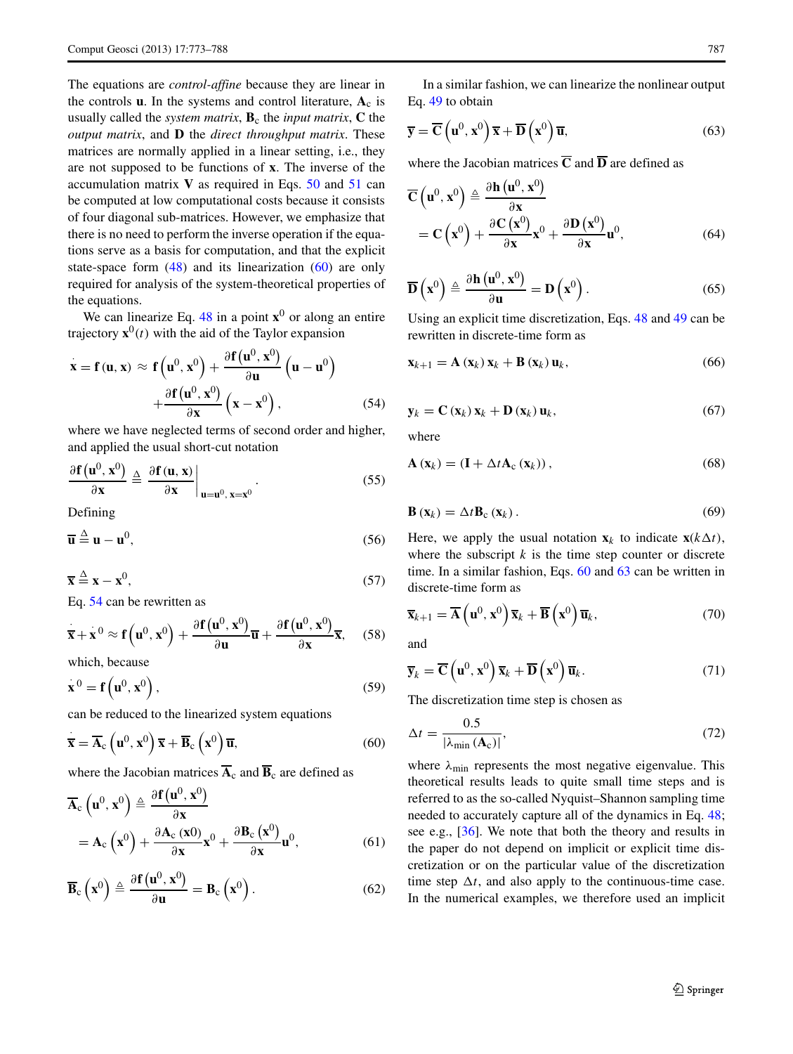The equations are *control-affine* because they are linear in the controls $\mathbf{u}$. In the systems and control literature, $\mathbf{A}_c$ is usually called the *system matrix*, $\mathbf{B}_c$ the *input matrix*, $\mathbf{C}$ the *output matrix*, and $\mathbf{D}$ the *direct throughput matrix*. These matrices are normally applied in a linear setting, i.e., they are not supposed to be functions of $\mathbf{x}$. The inverse of the accumulation matrix $\mathbf{V}$ as required in Eqs. 50 and 51 can be computed at low computational costs because it consists of four diagonal sub-matrices. However, we emphasize that there is no need to perform the inverse operation if the equations serve as a basis for computation, and that the explicit state-space form (48) and its linearization (60) are only required for analysis of the system-theoretical properties of the equations.

We can linearize Eq. 48 in a point $\mathbf{x}^0$ or along an entire trajectory $\mathbf{x}^0(t)$ with the aid of the Taylor expansion

$$\dot{\mathbf{x}} = \mathbf{f}(\mathbf{u}, \mathbf{x}) \approx \mathbf{f}\left(\mathbf{u}^0, \mathbf{x}^0\right) + \frac{\partial \mathbf{f}\left(\mathbf{u}^0, \mathbf{x}^0\right)}{\partial \mathbf{u}}\left(\mathbf{u} - \mathbf{u}^0\right) + \frac{\partial \mathbf{f}\left(\mathbf{u}^0, \mathbf{x}^0\right)}{\partial \mathbf{x}}\left(\mathbf{x} - \mathbf{x}^0\right), \tag{54}$$

where we have neglected terms of second order and higher, and applied the usual short-cut notation

$$\frac{\partial \mathbf{f}\left(\mathbf{u}^0, \mathbf{x}^0\right)}{\partial \mathbf{x}} \triangleq \left.\frac{\partial \mathbf{f}(\mathbf{u}, \mathbf{x})}{\partial \mathbf{x}}\right|_{\mathbf{u}=\mathbf{u}^0,\, \mathbf{x}=\mathbf{x}^0}. \tag{55}$$

Defining

$$\overline{\mathbf{u}} \triangleq \mathbf{u} - \mathbf{u}^0, \tag{56}$$

$$\overline{\mathbf{x}} \triangleq \mathbf{x} - \mathbf{x}^0, \tag{57}$$

Eq. 54 can be rewritten as

$$\dot{\overline{\mathbf{x}}} + \dot{\mathbf{x}}^0 \approx \mathbf{f}\left(\mathbf{u}^0, \mathbf{x}^0\right) + \frac{\partial \mathbf{f}\left(\mathbf{u}^0, \mathbf{x}^0\right)}{\partial \mathbf{u}}\overline{\mathbf{u}} + \frac{\partial \mathbf{f}\left(\mathbf{u}^0, \mathbf{x}^0\right)}{\partial \mathbf{x}}\overline{\mathbf{x}}, \tag{58}$$

which, because

$$\dot{\mathbf{x}}^0 = \mathbf{f}\left(\mathbf{u}^0, \mathbf{x}^0\right), \tag{59}$$

can be reduced to the linearized system equations

$$\dot{\overline{\mathbf{x}}} = \overline{\mathbf{A}}_c\left(\mathbf{u}^0, \mathbf{x}^0\right)\overline{\mathbf{x}} + \overline{\mathbf{B}}_c\left(\mathbf{x}^0\right)\overline{\mathbf{u}}, \tag{60}$$

where the Jacobian matrices $\overline{\mathbf{A}}_c$ and $\overline{\mathbf{B}}_c$ are defined as

$$\overline{\mathbf{A}}_c\left(\mathbf{u}^0, \mathbf{x}^0\right) \triangleq \frac{\partial \mathbf{f}\left(\mathbf{u}^0, \mathbf{x}^0\right)}{\partial \mathbf{x}} = \mathbf{A}_c\left(\mathbf{x}^0\right) + \frac{\partial \mathbf{A}_c\left(\mathbf{x0}\right)}{\partial \mathbf{x}}\mathbf{x}^0 + \frac{\partial \mathbf{B}_c\left(\mathbf{x}^0\right)}{\partial \mathbf{x}}\mathbf{u}^0, \tag{61}$$

$$\overline{\mathbf{B}}_c\left(\mathbf{x}^0\right) \triangleq \frac{\partial \mathbf{f}\left(\mathbf{u}^0, \mathbf{x}^0\right)}{\partial \mathbf{u}} = \mathbf{B}_c\left(\mathbf{x}^0\right). \tag{62}$$

In a similar fashion, we can linearize the nonlinear output Eq. 49 to obtain

$$\overline{\mathbf{y}} = \overline{\mathbf{C}}\left(\mathbf{u}^0, \mathbf{x}^0\right)\overline{\mathbf{x}} + \overline{\mathbf{D}}\left(\mathbf{x}^0\right)\overline{\mathbf{u}}, \tag{63}$$

where the Jacobian matrices $\overline{\mathbf{C}}$ and $\overline{\mathbf{D}}$ are defined as

$$\overline{\mathbf{C}}\left(\mathbf{u}^0, \mathbf{x}^0\right) \triangleq \frac{\partial \mathbf{h}\left(\mathbf{u}^0, \mathbf{x}^0\right)}{\partial \mathbf{x}} = \mathbf{C}\left(\mathbf{x}^0\right) + \frac{\partial \mathbf{C}\left(\mathbf{x}^0\right)}{\partial \mathbf{x}}\mathbf{x}^0 + \frac{\partial \mathbf{D}\left(\mathbf{x}^0\right)}{\partial \mathbf{x}}\mathbf{u}^0, \tag{64}$$

$$\overline{\mathbf{D}}\left(\mathbf{x}^0\right) \triangleq \frac{\partial \mathbf{h}\left(\mathbf{u}^0, \mathbf{x}^0\right)}{\partial \mathbf{u}} = \mathbf{D}\left(\mathbf{x}^0\right). \tag{65}$$

Using an explicit time discretization, Eqs. 48 and 49 can be rewritten in discrete-time form as

$$\mathbf{x}_{k+1} = \mathbf{A}\left(\mathbf{x}_k\right)\mathbf{x}_k + \mathbf{B}\left(\mathbf{x}_k\right)\mathbf{u}_k, \tag{66}$$

$$\mathbf{y}_k = \mathbf{C}\left(\mathbf{x}_k\right)\mathbf{x}_k + \mathbf{D}\left(\mathbf{x}_k\right)\mathbf{u}_k, \tag{67}$$

where

$$\mathbf{A}\left(\mathbf{x}_k\right) = \left(\mathbf{I} + \Delta t \mathbf{A}_c\left(\mathbf{x}_k\right)\right), \tag{68}$$

$$\mathbf{B}\left(\mathbf{x}_k\right) = \Delta t \mathbf{B}_c\left(\mathbf{x}_k\right). \tag{69}$$

Here, we apply the usual notation $\mathbf{x}_k$ to indicate $\mathbf{x}(k\Delta t)$, where the subscript $k$ is the time step counter or discrete time. In a similar fashion, Eqs. 60 and 63 can be written in discrete-time form as

$$\overline{\mathbf{x}}_{k+1} = \overline{\mathbf{A}}\left(\mathbf{u}^0, \mathbf{x}^0\right)\overline{\mathbf{x}}_k + \overline{\mathbf{B}}\left(\mathbf{x}^0\right)\overline{\mathbf{u}}_k, \tag{70}$$

and

$$\overline{\mathbf{y}}_k = \overline{\mathbf{C}}\left(\mathbf{u}^0, \mathbf{x}^0\right)\overline{\mathbf{x}}_k + \overline{\mathbf{D}}\left(\mathbf{x}^0\right)\overline{\mathbf{u}}_k. \tag{71}$$

The discretization time step is chosen as

$$\Delta t = \frac{0.5}{\left|\lambda_{\min}\left(\mathbf{A}_c\right)\right|}, \tag{72}$$

where $\lambda_{\min}$ represents the most negative eigenvalue. This theoretical results leads to quite small time steps and is referred to as the so-called Nyquist–Shannon sampling time needed to accurately capture all of the dynamics in Eq. 48; see e.g., [36]. We note that both the theory and results in the paper do not depend on implicit or explicit time discretization or on the particular value of the discretization time step $\Delta t$, and also apply to the continuous-time case. In the numerical examples, we therefore used an implicit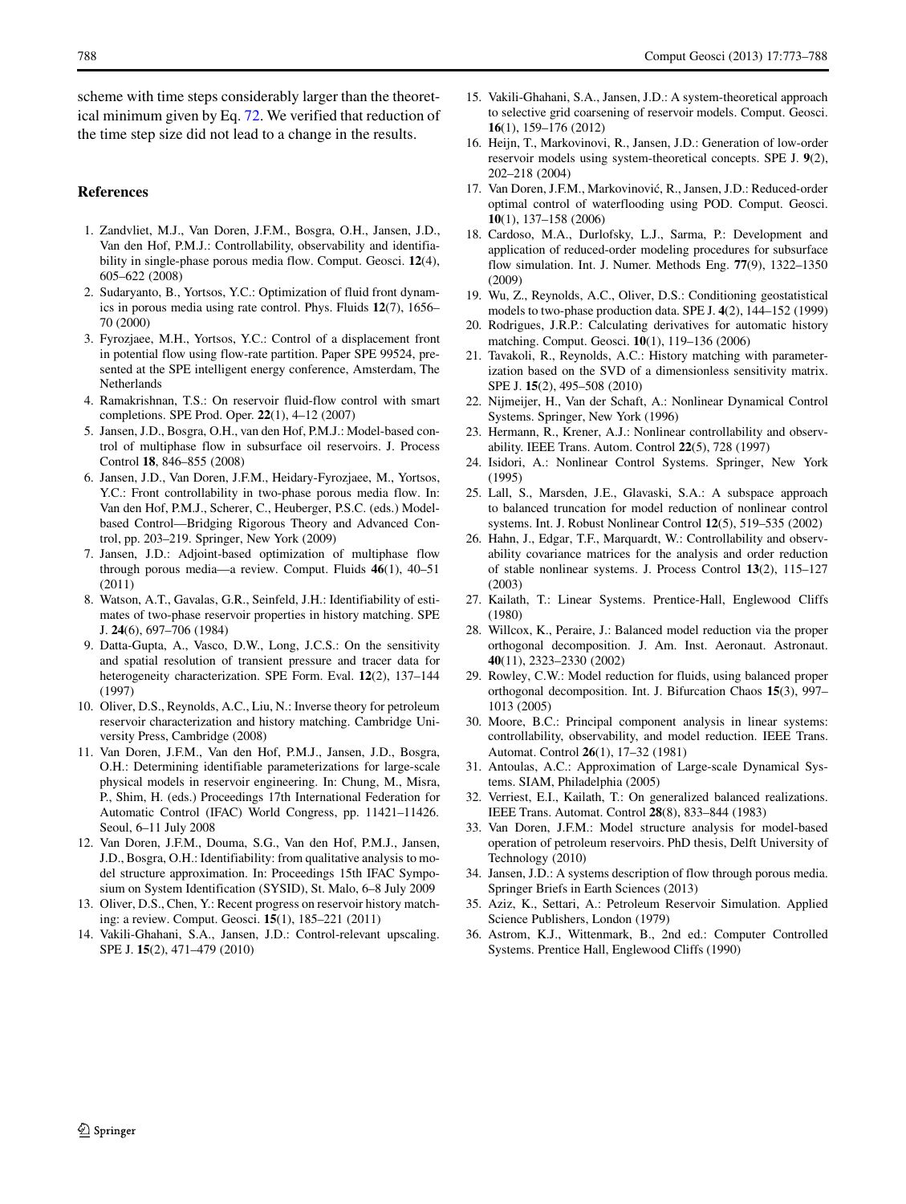scheme with time steps considerably larger than the theoretical minimum given by Eq. 72. We verified that reduction of the time step size did not lead to a change in the results.

## References

1. Zandvliet, M.J., Van Doren, J.F.M., Bosgra, O.H., Jansen, J.D., Van den Hof, P.M.J.: Controllability, observability and identifiability in single-phase porous media flow. Comput. Geosci. **12**(4), 605–622 (2008)
2. Sudaryanto, B., Yortsos, Y.C.: Optimization of fluid front dynamics in porous media using rate control. Phys. Fluids **12**(7), 1656–70 (2000)
3. Fyrozjaee, M.H., Yortsos, Y.C.: Control of a displacement front in potential flow using flow-rate partition. Paper SPE 99524, presented at the SPE intelligent energy conference, Amsterdam, The Netherlands
4. Ramakrishnan, T.S.: On reservoir fluid-flow control with smart completions. SPE Prod. Oper. **22**(1), 4–12 (2007)
5. Jansen, J.D., Bosgra, O.H., van den Hof, P.M.J.: Model-based control of multiphase flow in subsurface oil reservoirs. J. Process Control **18**, 846–855 (2008)
6. Jansen, J.D., Van Doren, J.F.M., Heidary-Fyrozjaee, M., Yortsos, Y.C.: Front controllability in two-phase porous media flow. In: Van den Hof, P.M.J., Scherer, C., Heuberger, P.S.C. (eds.) Model-based Control—Bridging Rigorous Theory and Advanced Control, pp. 203–219. Springer, New York (2009)
7. Jansen, J.D.: Adjoint-based optimization of multiphase flow through porous media—a review. Comput. Fluids **46**(1), 40–51 (2011)
8. Watson, A.T., Gavalas, G.R., Seinfeld, J.H.: Identifiability of estimates of two-phase reservoir properties in history matching. SPE J. **24**(6), 697–706 (1984)
9. Datta-Gupta, A., Vasco, D.W., Long, J.C.S.: On the sensitivity and spatial resolution of transient pressure and tracer data for heterogeneity characterization. SPE Form. Eval. **12**(2), 137–144 (1997)
10. Oliver, D.S., Reynolds, A.C., Liu, N.: Inverse theory for petroleum reservoir characterization and history matching. Cambridge University Press, Cambridge (2008)
11. Van Doren, J.F.M., Van den Hof, P.M.J., Jansen, J.D., Bosgra, O.H.: Determining identifiable parameterizations for large-scale physical models in reservoir engineering. In: Chung, M., Misra, P., Shim, H. (eds.) Proceedings 17th International Federation for Automatic Control (IFAC) World Congress, pp. 11421–11426. Seoul, 6–11 July 2008
12. Van Doren, J.F.M., Douma, S.G., Van den Hof, P.M.J., Jansen, J.D., Bosgra, O.H.: Identifiability: from qualitative analysis to model structure approximation. In: Proceedings 15th IFAC Symposium on System Identification (SYSID), St. Malo, 6–8 July 2009
13. Oliver, D.S., Chen, Y.: Recent progress on reservoir history matching: a review. Comput. Geosci. **15**(1), 185–221 (2011)
14. Vakili-Ghahani, S.A., Jansen, J.D.: Control-relevant upscaling. SPE J. **15**(2), 471–479 (2010)
15. Vakili-Ghahani, S.A., Jansen, J.D.: A system-theoretical approach to selective grid coarsening of reservoir models. Comput. Geosci. **16**(1), 159–176 (2012)
16. Heijn, T., Markovinovi, R., Jansen, J.D.: Generation of low-order reservoir models using system-theoretical concepts. SPE J. **9**(2), 202–218 (2004)
17. Van Doren, J.F.M., Markovinović, R., Jansen, J.D.: Reduced-order optimal control of waterflooding using POD. Comput. Geosci. **10**(1), 137–158 (2006)
18. Cardoso, M.A., Durlofsky, L.J., Sarma, P.: Development and application of reduced-order modeling procedures for subsurface flow simulation. Int. J. Numer. Methods Eng. **77**(9), 1322–1350 (2009)
19. Wu, Z., Reynolds, A.C., Oliver, D.S.: Conditioning geostatistical models to two-phase production data. SPE J. **4**(2), 144–152 (1999)
20. Rodrigues, J.R.P.: Calculating derivatives for automatic history matching. Comput. Geosci. **10**(1), 119–136 (2006)
21. Tavakoli, R., Reynolds, A.C.: History matching with parameterization based on the SVD of a dimensionless sensitivity matrix. SPE J. **15**(2), 495–508 (2010)
22. Nijmeijer, H., Van der Schaft, A.: Nonlinear Dynamical Control Systems. Springer, New York (1996)
23. Hermann, R., Krener, A.J.: Nonlinear controllability and observability. IEEE Trans. Autom. Control **22**(5), 728 (1997)
24. Isidori, A.: Nonlinear Control Systems. Springer, New York (1995)
25. Lall, S., Marsden, J.E., Glavaski, S.A.: A subspace approach to balanced truncation for model reduction of nonlinear control systems. Int. J. Robust Nonlinear Control **12**(5), 519–535 (2002)
26. Hahn, J., Edgar, T.F., Marquardt, W.: Controllability and observability covariance matrices for the analysis and order reduction of stable nonlinear systems. J. Process Control **13**(2), 115–127 (2003)
27. Kailath, T.: Linear Systems. Prentice-Hall, Englewood Cliffs (1980)
28. Willcox, K., Peraire, J.: Balanced model reduction via the proper orthogonal decomposition. J. Am. Inst. Aeronaut. Astronaut. **40**(11), 2323–2330 (2002)
29. Rowley, C.W.: Model reduction for fluids, using balanced proper orthogonal decomposition. Int. J. Bifurcation Chaos **15**(3), 997–1013 (2005)
30. Moore, B.C.: Principal component analysis in linear systems: controllability, observability, and model reduction. IEEE Trans. Automat. Control **26**(1), 17–32 (1981)
31. Antoulas, A.C.: Approximation of Large-scale Dynamical Systems. SIAM, Philadelphia (2005)
32. Verriest, E.I., Kailath, T.: On generalized balanced realizations. IEEE Trans. Automat. Control **28**(8), 833–844 (1983)
33. Van Doren, J.F.M.: Model structure analysis for model-based operation of petroleum reservoirs. PhD thesis, Delft University of Technology (2010)
34. Jansen, J.D.: A systems description of flow through porous media. Springer Briefs in Earth Sciences (2013)
35. Aziz, K., Settari, A.: Petroleum Reservoir Simulation. Applied Science Publishers, London (1979)
36. Astrom, K.J., Wittenmark, B., 2nd ed.: Computer Controlled Systems. Prentice Hall, Englewood Cliffs (1990)